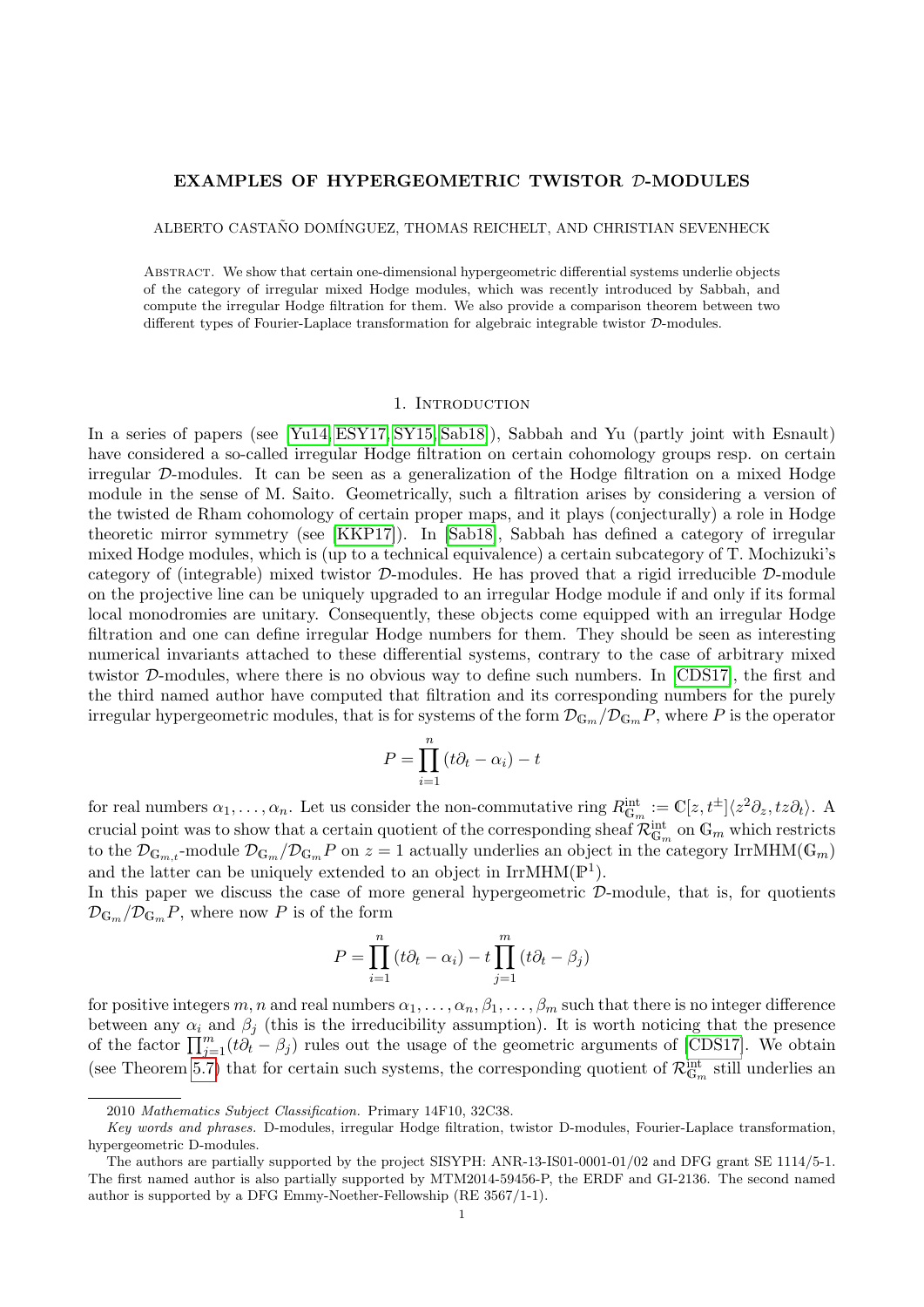# EXAMPLES OF HYPERGEOMETRIC TWISTOR $\mathcal{D}$-MODULES

ALBERTO CASTAÑO DOMÍNGUEZ, THOMAS REICHELT, AND CHRISTIAN SEVENHECK

Abstract. We show that certain one-dimensional hypergeometric differential systems underlie objects of the category of irregular mixed Hodge modules, which was recently introduced by Sabbah, and compute the irregular Hodge filtration for them. We also provide a comparison theorem between two different types of Fourier-Laplace transformation for algebraic integrable twistor $\mathcal{D}$-modules.

## 1. Introduction

In a series of papers (see [Yu14, ESY17, SY15, Sab18]), Sabbah and Yu (partly joint with Esnault) have considered a so-called irregular Hodge filtration on certain cohomology groups resp. on certain irregular $\mathcal{D}$-modules. It can be seen as a generalization of the Hodge filtration on a mixed Hodge module in the sense of M. Saito. Geometrically, such a filtration arises by considering a version of the twisted de Rham cohomology of certain proper maps, and it plays (conjecturally) a role in Hodge theoretic mirror symmetry (see [KKP17]). In [Sab18], Sabbah has defined a category of irregular mixed Hodge modules, which is (up to a technical equivalence) a certain subcategory of T. Mochizuki's category of (integrable) mixed twistor $\mathcal{D}$-modules. He has proved that a rigid irreducible $\mathcal{D}$-module on the projective line can be uniquely upgraded to an irregular Hodge module if and only if its formal local monodromies are unitary. Consequently, these objects come equipped with an irregular Hodge filtration and one can define irregular Hodge numbers for them. They should be seen as interesting numerical invariants attached to these differential systems, contrary to the case of arbitrary mixed twistor $\mathcal{D}$-modules, where there is no obvious way to define such numbers. In [CDS17], the first and the third named author have computed that filtration and its corresponding numbers for the purely irregular hypergeometric modules, that is for systems of the form $\mathcal{D}_{\mathbb{G}_m}/\mathcal{D}_{\mathbb{G}_m}P$, where $P$ is the operator

$$P = \prod_{i=1}^{n}(t\partial_t - \alpha_i) - t$$

for real numbers $\alpha_1, \ldots, \alpha_n$. Let us consider the non-commutative ring $R^{\text{int}}_{\mathbb{G}_m} := \mathbb{C}[z, t^{\pm}]\langle z^2\partial_z, tz\partial_t\rangle$. A crucial point was to show that a certain quotient of the corresponding sheaf $\mathcal{R}^{\text{int}}_{\mathbb{G}_m}$ on $\mathbb{G}_m$ which restricts to the $\mathcal{D}_{\mathbb{G}_{m,t}}$-module $\mathcal{D}_{\mathbb{G}_m}/\mathcal{D}_{\mathbb{G}_m}P$ on $z = 1$ actually underlies an object in the category $\text{IrrMHM}(\mathbb{G}_m)$ and the latter can be uniquely extended to an object in $\text{IrrMHM}(\mathbb{P}^1)$.

In this paper we discuss the case of more general hypergeometric $\mathcal{D}$-module, that is, for quotients $\mathcal{D}_{\mathbb{G}_m}/\mathcal{D}_{\mathbb{G}_m}P$, where now $P$ is of the form

$$P = \prod_{i=1}^{n}(t\partial_t - \alpha_i) - t\prod_{j=1}^{m}(t\partial_t - \beta_j)$$

for positive integers $m, n$ and real numbers $\alpha_1, \ldots, \alpha_n, \beta_1, \ldots, \beta_m$ such that there is no integer difference between any $\alpha_i$ and $\beta_j$ (this is the irreducibility assumption). It is worth noticing that the presence of the factor $\prod_{j=1}^{m}(t\partial_t - \beta_j)$ rules out the usage of the geometric arguments of [CDS17]. We obtain (see Theorem 5.7) that for certain such systems, the corresponding quotient of $\mathcal{R}^{\text{int}}_{\mathbb{G}_m}$ still underlies an

---

2010 *Mathematics Subject Classification.* Primary 14F10, 32C38.

*Key words and phrases.* D-modules, irregular Hodge filtration, twistor D-modules, Fourier-Laplace transformation, hypergeometric D-modules.

The authors are partially supported by the project SISYPH: ANR-13-IS01-0001-01/02 and DFG grant SE 1114/5-1. The first named author is also partially supported by MTM2014-59456-P, the ERDF and GI-2136. The second named author is supported by a DFG Emmy-Noether-Fellowship (RE 3567/1-1).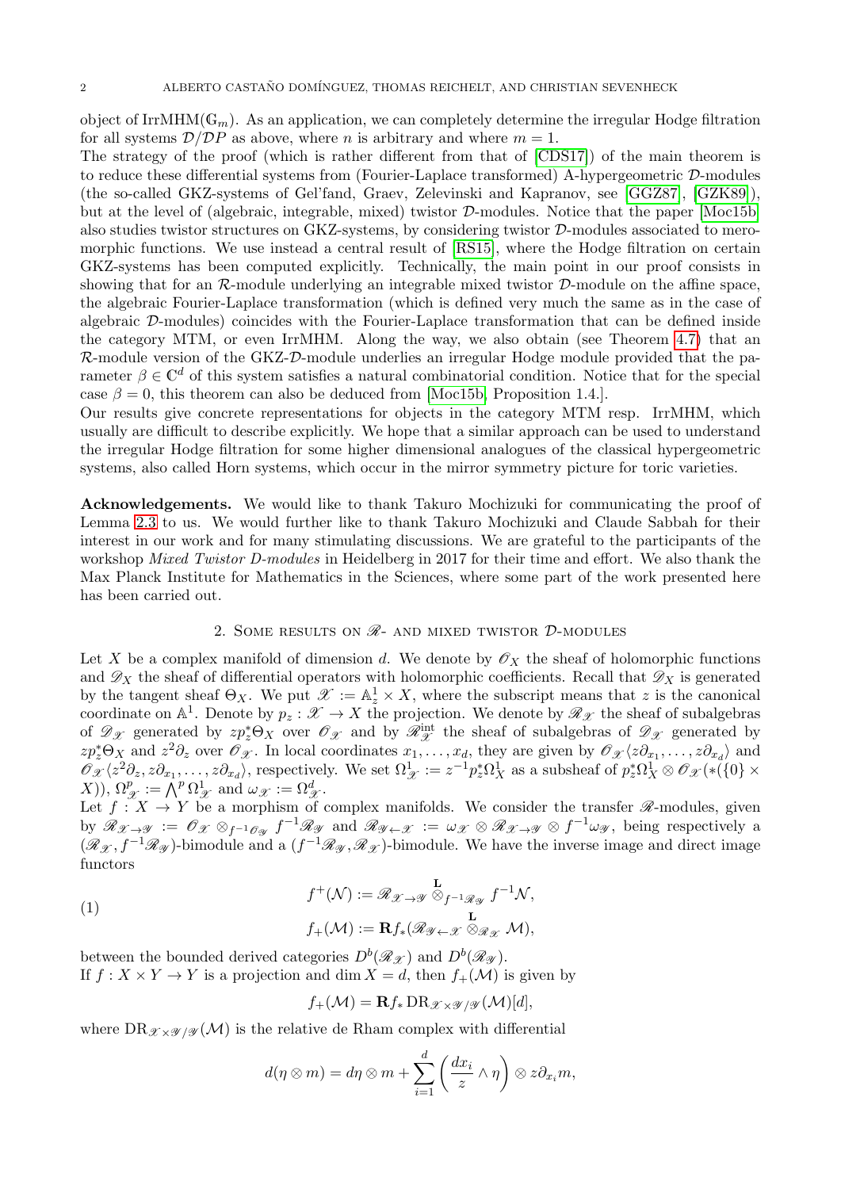object of IrrMHM($\mathbb{G}_m$). As an application, we can completely determine the irregular Hodge filtration for all systems $\mathcal{D}/\mathcal{D}P$ as above, where $n$ is arbitrary and where $m = 1$.

The strategy of the proof (which is rather different from that of [CDS17]) of the main theorem is to reduce these differential systems from (Fourier-Laplace transformed) A-hypergeometric $\mathcal{D}$-modules (the so-called GKZ-systems of Gel'fand, Graev, Zelevinski and Kapranov, see [GGZ87], [GZK89]), but at the level of (algebraic, integrable, mixed) twistor $\mathcal{D}$-modules. Notice that the paper [Moc15b] also studies twistor structures on GKZ-systems, by considering twistor $\mathcal{D}$-modules associated to meromorphic functions. We use instead a central result of [RS15], where the Hodge filtration on certain GKZ-systems has been computed explicitly. Technically, the main point in our proof consists in showing that for an $\mathcal{R}$-module underlying an integrable mixed twistor $\mathcal{D}$-module on the affine space, the algebraic Fourier-Laplace transformation (which is defined very much the same as in the case of algebraic $\mathcal{D}$-modules) coincides with the Fourier-Laplace transformation that can be defined inside the category MTM, or even IrrMHM. Along the way, we also obtain (see Theorem 4.7) that an $\mathcal{R}$-module version of the GKZ-$\mathcal{D}$-module underlies an irregular Hodge module provided that the parameter $\beta \in \mathbb{C}^d$ of this system satisfies a natural combinatorial condition. Notice that for the special case $\beta = 0$, this theorem can also be deduced from [Moc15b, Proposition 1.4.].

Our results give concrete representations for objects in the category MTM resp. IrrMHM, which usually are difficult to describe explicitly. We hope that a similar approach can be used to understand the irregular Hodge filtration for some higher dimensional analogues of the classical hypergeometric systems, also called Horn systems, which occur in the mirror symmetry picture for toric varieties.

**Acknowledgements.** We would like to thank Takuro Mochizuki for communicating the proof of Lemma 2.3 to us. We would further like to thank Takuro Mochizuki and Claude Sabbah for their interest in our work and for many stimulating discussions. We are grateful to the participants of the workshop *Mixed Twistor D-modules* in Heidelberg in 2017 for their time and effort. We also thank the Max Planck Institute for Mathematics in the Sciences, where some part of the work presented here has been carried out.

## 2. Some results on $\mathscr{R}$- and mixed twistor $\mathcal{D}$-modules

Let $X$ be a complex manifold of dimension $d$. We denote by $\mathscr{O}_X$ the sheaf of holomorphic functions and $\mathscr{D}_X$ the sheaf of differential operators with holomorphic coefficients. Recall that $\mathscr{D}_X$ is generated by the tangent sheaf $\Theta_X$. We put $\mathscr{X} := \mathbb{A}^1_z \times X$, where the subscript means that $z$ is the canonical coordinate on $\mathbb{A}^1$. Denote by $p_z : \mathscr{X} \to X$ the projection. We denote by $\mathscr{R}_{\mathscr{X}}$ the sheaf of subalgebras of $\mathscr{D}_{\mathscr{X}}$ generated by $zp_z^*\Theta_X$ over $\mathscr{O}_{\mathscr{X}}$ and by $\mathscr{R}^{\text{int}}_{\mathscr{X}}$ the sheaf of subalgebras of $\mathscr{D}_{\mathscr{X}}$ generated by $zp_z^*\Theta_X$ and $z^2\partial_z$ over $\mathscr{O}_{\mathscr{X}}$. In local coordinates $x_1, \ldots, x_d$, they are given by $\mathscr{O}_{\mathscr{X}}\langle z\partial_{x_1}, \ldots, z\partial_{x_d}\rangle$ and $\mathscr{O}_{\mathscr{X}}\langle z^2\partial_z, z\partial_{x_1}, \ldots, z\partial_{x_d}\rangle$, respectively. We set $\Omega^1_{\mathscr{X}} := z^{-1}p_z^*\Omega^1_X$ as a subsheaf of $p_z^*\Omega^1_X \otimes \mathscr{O}_{\mathscr{X}}(*(\{0\} \times X))$, $\Omega^p_{\mathscr{X}} := \bigwedge^p \Omega^1_{\mathscr{X}}$ and $\omega_{\mathscr{X}} := \Omega^d_{\mathscr{X}}$.

Let $f : X \to Y$ be a morphism of complex manifolds. We consider the transfer $\mathscr{R}$-modules, given by $\mathscr{R}_{\mathscr{X}\to\mathscr{Y}} := \mathscr{O}_{\mathscr{X}} \otimes_{f^{-1}\mathscr{O}_{\mathscr{Y}}} f^{-1}\mathscr{R}_{\mathscr{Y}}$ and $\mathscr{R}_{\mathscr{Y}\leftarrow\mathscr{X}} := \omega_{\mathscr{X}} \otimes \mathscr{R}_{\mathscr{X}\to\mathscr{Y}} \otimes f^{-1}\omega_{\mathscr{Y}}$, being respectively a $(\mathscr{R}_{\mathscr{X}}, f^{-1}\mathscr{R}_{\mathscr{Y}})$-bimodule and a $(f^{-1}\mathscr{R}_{\mathscr{Y}}, \mathscr{R}_{\mathscr{X}})$-bimodule. We have the inverse image and direct image functors

$$
\begin{aligned}
f^+(\mathcal{N}) &:= \mathscr{R}_{\mathscr{X}\to\mathscr{Y}} \overset{\mathbf{L}}{\otimes}_{f^{-1}\mathscr{R}_{\mathscr{Y}}} f^{-1}\mathcal{N}, \\
f_+(\mathcal{M}) &:= \mathbf{R}f_*(\mathscr{R}_{\mathscr{Y}\leftarrow\mathscr{X}} \overset{\mathbf{L}}{\otimes}_{\mathscr{R}_{\mathscr{X}}} \mathcal{M}),
\end{aligned}
\tag{1}
$$

between the bounded derived categories $D^b(\mathscr{R}_{\mathscr{X}})$ and $D^b(\mathscr{R}_{\mathscr{Y}})$.

If $f : X \times Y \to Y$ is a projection and $\dim X = d$, then $f_+(\mathcal{M})$ is given by

$$
f_+(\mathcal{M}) = \mathbf{R}f_* \operatorname{DR}_{\mathscr{X}\times\mathscr{Y}/\mathscr{Y}}(\mathcal{M})[d],
$$

where $\operatorname{DR}_{\mathscr{X}\times\mathscr{Y}/\mathscr{Y}}(\mathcal{M})$ is the relative de Rham complex with differential

$$
d(\eta \otimes m) = d\eta \otimes m + \sum_{i=1}^{d} \left(\frac{dx_i}{z} \wedge \eta\right) \otimes z\partial_{x_i} m,
$$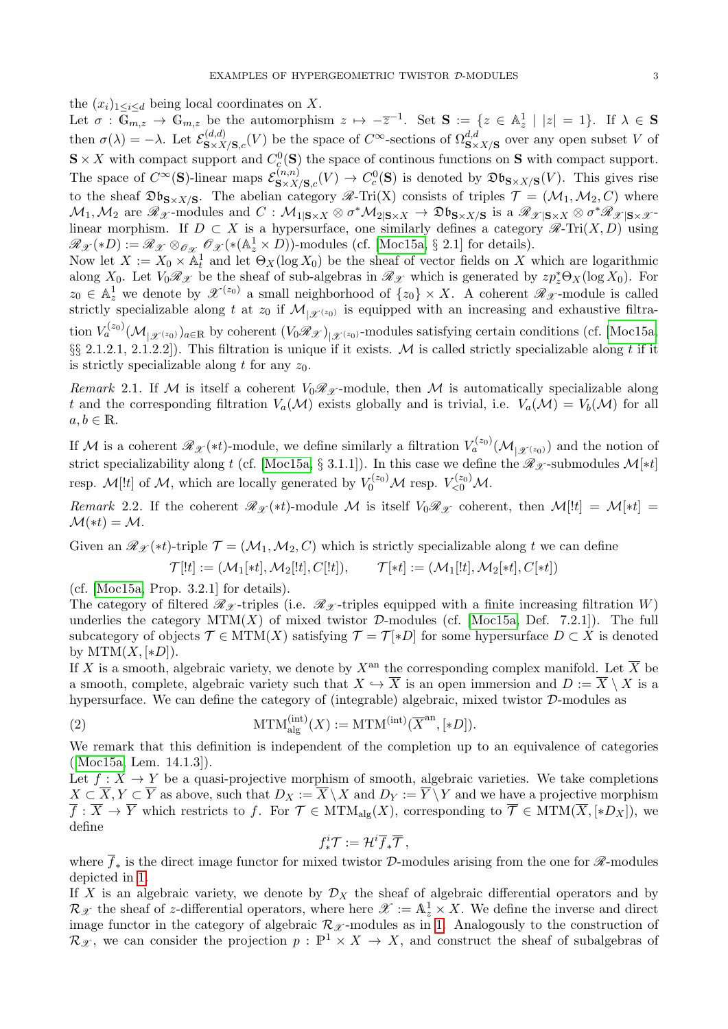the $(x_i)_{1\leq i\leq d}$ being local coordinates on $X$.

Let $\sigma : \mathbb{G}_{m,z} \to \mathbb{G}_{m,z}$ be the automorphism $z \mapsto -\overline{z}^{-1}$. Set $\mathbf{S} := \{z \in \mathbb{A}^1_z \mid |z| = 1\}$. If $\lambda \in \mathbf{S}$ then $\sigma(\lambda) = -\lambda$. Let $\mathcal{E}^{(d,d)}_{\mathbf{S}\times X/\mathbf{S},c}(V)$ be the space of $C^\infty$-sections of $\Omega^{d,d}_{\mathbf{S}\times X/\mathbf{S}}$ over any open subset $V$ of $\mathbf{S}\times X$ with compact support and $C^0_c(\mathbf{S})$ the space of continous functions on $\mathbf{S}$ with compact support. The space of $C^\infty(\mathbf{S})$-linear maps $\mathcal{E}^{(n,n)}_{\mathbf{S}\times X/\mathbf{S},c}(V) \to C^0_c(\mathbf{S})$ is denoted by $\mathfrak{Db}_{\mathbf{S}\times X/\mathbf{S}}(V)$. This gives rise to the sheaf $\mathfrak{Db}_{\mathbf{S}\times X/\mathbf{S}}$. The abelian category $\mathscr{R}$-Tri(X) consists of triples $\mathcal{T} = (\mathcal{M}_1, \mathcal{M}_2, C)$ where $\mathcal{M}_1, \mathcal{M}_2$ are $\mathscr{R}_\mathscr{X}$-modules and $C : \mathcal{M}_{1|\mathbf{S}\times X} \otimes \sigma^*\mathcal{M}_{2|\mathbf{S}\times X} \to \mathfrak{Db}_{\mathbf{S}\times X/\mathbf{S}}$ is a $\mathscr{R}_{\mathscr{X}|\mathbf{S}\times X} \otimes \sigma^*\mathscr{R}_{\mathscr{X}|\mathbf{S}\times \mathscr{X}}$-linear morphism. If $D \subset X$ is a hypersurface, one similarly defines a category $\mathscr{R}$-Tri$(X, D)$ using $\mathscr{R}_\mathscr{X}(*D) := \mathscr{R}_\mathscr{X} \otimes_{\mathscr{O}_\mathscr{X}} \mathscr{O}_\mathscr{X}(*(\mathbb{A}^1_z \times D))$-modules (cf. [Moc15a, § 2.1] for details).

Now let $X := X_0 \times \mathbb{A}^1_t$ and let $\Theta_X(\log X_0)$ be the sheaf of vector fields on $X$ which are logarithmic along $X_0$. Let $V_0\mathscr{R}_\mathscr{X}$ be the sheaf of sub-algebras in $\mathscr{R}_\mathscr{X}$ which is generated by $zp_z^*\Theta_X(\log X_0)$. For $z_0 \in \mathbb{A}^1_z$ we denote by $\mathscr{X}^{(z_0)}$ a small neighborhood of $\{z_0\} \times X$. A coherent $\mathscr{R}_\mathscr{X}$-module is called strictly specializable along $t$ at $z_0$ if $\mathcal{M}_{|\mathscr{X}^{(z_0)}}$ is equipped with an increasing and exhaustive filtration $V_a^{(z_0)}(\mathcal{M}_{|\mathscr{X}^{(z_0)}})_{a\in\mathbb{R}}$ by coherent $(V_0\mathscr{R}_\mathscr{X})_{|\mathscr{X}^{(z_0)}}$-modules satisfying certain conditions (cf. [Moc15a, §§ 2.1.2.1, 2.1.2.2]). This filtration is unique if it exists. $\mathcal{M}$ is called strictly specializable along $t$ if it is strictly specializable along $t$ for any $z_0$.

*Remark* 2.1. If $\mathcal{M}$ is itself a coherent $V_0\mathscr{R}_\mathscr{X}$-module, then $\mathcal{M}$ is automatically specializable along $t$ and the corresponding filtration $V_a(\mathcal{M})$ exists globally and is trivial, i.e. $V_a(\mathcal{M}) = V_b(\mathcal{M})$ for all $a, b \in \mathbb{R}$.

If $\mathcal{M}$ is a coherent $\mathscr{R}_\mathscr{X}(*t)$-module, we define similarly a filtration $V_a^{(z_0)}(\mathcal{M}_{|\mathscr{X}^{(z_0)}})$ and the notion of strict specializability along $t$ (cf. [Moc15a, § 3.1.1]). In this case we define the $\mathscr{R}_\mathscr{X}$-submodules $\mathcal{M}[*t]$ resp. $\mathcal{M}[!t]$ of $\mathcal{M}$, which are locally generated by $V_0^{(z_0)}\mathcal{M}$ resp. $V_{<0}^{(z_0)}\mathcal{M}$.

*Remark* 2.2. If the coherent $\mathscr{R}_\mathscr{X}(*t)$-module $\mathcal{M}$ is itself $V_0\mathscr{R}_\mathscr{X}$ coherent, then $\mathcal{M}[!t] = \mathcal{M}[*t] = \mathcal{M}(*t) = \mathcal{M}$.

Given an $\mathscr{R}_\mathscr{X}(*t)$-triple $\mathcal{T} = (\mathcal{M}_1, \mathcal{M}_2, C)$ which is strictly specializable along $t$ we can define

$$\mathcal{T}[!t] := (\mathcal{M}_1[*t], \mathcal{M}_2[!t], C[!t]), \qquad \mathcal{T}[*t] := (\mathcal{M}_1[!t], \mathcal{M}_2[*t], C[*t])$$

(cf. [Moc15a, Prop. 3.2.1] for details).

The category of filtered $\mathscr{R}_\mathscr{X}$-triples (i.e. $\mathscr{R}_\mathscr{X}$-triples equipped with a finite increasing filtration $W$) underlies the category $\mathrm{MTM}(X)$ of mixed twistor $\mathcal{D}$-modules (cf. [Moc15a, Def. 7.2.1]). The full subcategory of objects $\mathcal{T} \in \mathrm{MTM}(X)$ satisfying $\mathcal{T} = \mathcal{T}[*D]$ for some hypersurface $D \subset X$ is denoted by $\mathrm{MTM}(X, [*D])$.

If $X$ is a smooth, algebraic variety, we denote by $X^{\mathrm{an}}$ the corresponding complex manifold. Let $\overline{X}$ be a smooth, complete, algebraic variety such that $X \hookrightarrow \overline{X}$ is an open immersion and $D := \overline{X} \setminus X$ is a hypersurface. We can define the category of (integrable) algebraic, mixed twistor $\mathcal{D}$-modules as

$$\mathrm{MTM}^{(\mathrm{int})}_{\mathrm{alg}}(X) := \mathrm{MTM}^{(\mathrm{int})}(\overline{X}^{\mathrm{an}}, [*D]). \tag{2}$$

We remark that this definition is independent of the completion up to an equivalence of categories ([Moc15a, Lem. 14.1.3]).

Let $f : X \to Y$ be a quasi-projective morphism of smooth, algebraic varieties. We take completions $X \subset \overline{X}, Y \subset \overline{Y}$ as above, such that $D_X := \overline{X} \setminus X$ and $D_Y := \overline{Y} \setminus Y$ and we have a projective morphism $\overline{f} : \overline{X} \to \overline{Y}$ which restricts to $f$. For $\mathcal{T} \in \mathrm{MTM}_{\mathrm{alg}}(X)$, corresponding to $\overline{\mathcal{T}} \in \mathrm{MTM}(\overline{X}, [*D_X])$, we define

$$f_*^i\mathcal{T} := \mathcal{H}^i\overline{f}_*\overline{\mathcal{T}}\,,$$

where $\overline{f}_*$ is the direct image functor for mixed twistor $\mathcal{D}$-modules arising from the one for $\mathscr{R}$-modules depicted in 1.

If $X$ is an algebraic variety, we denote by $\mathcal{D}_X$ the sheaf of algebraic differential operators and by $\mathcal{R}_\mathscr{X}$ the sheaf of $z$-differential operators, where here $\mathscr{X} := \mathbb{A}^1_z \times X$. We define the inverse and direct image functor in the category of algebraic $\mathcal{R}_\mathscr{X}$-modules as in 1. Analogously to the construction of $\mathcal{R}_\mathscr{X}$, we can consider the projection $p : \mathbb{P}^1 \times X \to X$, and construct the sheaf of subalgebras of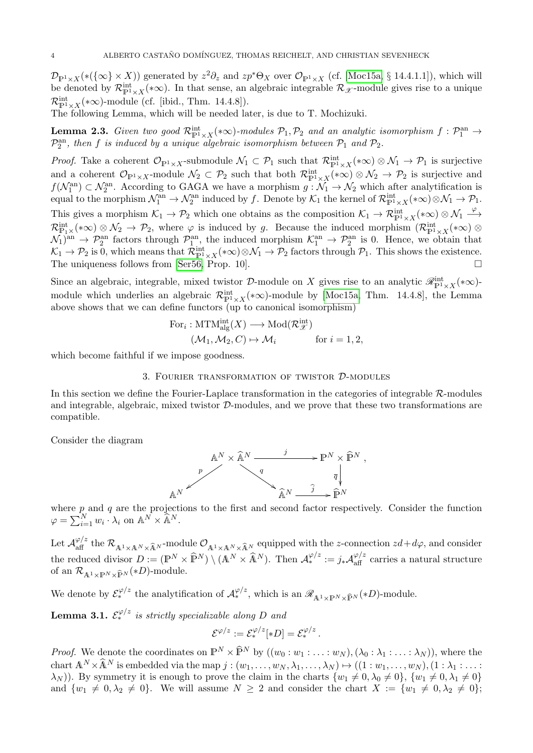$\mathcal{D}_{\mathbb{P}^1\times X}(*(\{\infty\}\times X))$ generated by $z^2\partial_z$ and $zp^*\Theta_X$ over $\mathcal{O}_{\mathbb{P}^1\times X}$ (cf. [Moc15a, § 14.4.1.1]), which will be denoted by $\mathcal{R}^{\text{int}}_{\mathbb{P}^1\times X}(*\infty)$. In that sense, an algebraic integrable $\mathcal{R}_{\mathscr{X}}$-module gives rise to a unique $\mathcal{R}^{\text{int}}_{\mathbb{P}^1\times X}(*\infty)$-module (cf. [ibid., Thm. 14.4.8]).

The following Lemma, which will be needed later, is due to T. Mochizuki.

**Lemma 2.3.** *Given two good $\mathcal{R}^{\text{int}}_{\mathbb{P}^1\times X}(*\infty)$-modules $\mathcal{P}_1, \mathcal{P}_2$ and an analytic isomorphism $f : \mathcal{P}_1^{\text{an}} \to \mathcal{P}_2^{\text{an}}$, then $f$ is induced by a unique algebraic isomorphism between $\mathcal{P}_1$ and $\mathcal{P}_2$.*

*Proof.* Take a coherent $\mathcal{O}_{\mathbb{P}^1\times X}$-submodule $\mathcal{N}_1 \subset \mathcal{P}_1$ such that $\mathcal{R}^{\text{int}}_{\mathbb{P}^1\times X}(*\infty)\otimes\mathcal{N}_1 \to \mathcal{P}_1$ is surjective and a coherent $\mathcal{O}_{\mathbb{P}^1\times X}$-module $\mathcal{N}_2 \subset \mathcal{P}_2$ such that both $\mathcal{R}^{\text{int}}_{\mathbb{P}^1\times X}(*\infty)\otimes\mathcal{N}_2 \to \mathcal{P}_2$ is surjective and $f(\mathcal{N}_1^{\text{an}}) \subset \mathcal{N}_2^{\text{an}}$. According to GAGA we have a morphism $g : \mathcal{N}_1 \to \mathcal{N}_2$ which after analytification is equal to the morphism $\mathcal{N}_1^{\text{an}} \to \mathcal{N}_2^{\text{an}}$ induced by $f$. Denote by $\mathcal{K}_1$ the kernel of $\mathcal{R}^{\text{int}}_{\mathbb{P}^1\times X}(*\infty)\otimes\mathcal{N}_1 \to \mathcal{P}_1$. This gives a morphism $\mathcal{K}_1 \to \mathcal{P}_2$ which one obtains as the composition $\mathcal{K}_1 \to \mathcal{R}^{\text{int}}_{\mathbb{P}^1\times X}(*\infty)\otimes\mathcal{N}_1 \xrightarrow{\varphi} \mathcal{R}^{\text{int}}_{\mathbb{P}^1\times}(*\infty)\otimes\mathcal{N}_2 \to \mathcal{P}_2$, where $\varphi$ is induced by $g$. Because the induced morphism $(\mathcal{R}^{\text{int}}_{\mathbb{P}^1\times X}(*\infty)\otimes\mathcal{N}_1)^{\text{an}} \to \mathcal{P}_2^{\text{an}}$ factors through $\mathcal{P}_1^{\text{an}}$, the induced morphism $\mathcal{K}_1^{\text{an}} \to \mathcal{P}_2^{\text{an}}$ is 0. Hence, we obtain that $\mathcal{K}_1 \to \mathcal{P}_2$ is 0, which means that $\mathcal{R}^{\text{int}}_{\mathbb{P}^1\times X}(*\infty)\otimes\mathcal{N}_1 \to \mathcal{P}_2$ factors through $\mathcal{P}_1$. This shows the existence. The uniqueness follows from [Ser56, Prop. 10]. $\square$

Since an algebraic, integrable, mixed twistor $\mathcal{D}$-module on $X$ gives rise to an analytic $\mathscr{R}^{\text{int}}_{\mathbb{P}^1\times X}(*\infty)$-module which underlies an algebraic $\mathcal{R}^{\text{int}}_{\mathbb{P}^1\times X}(*\infty)$-module by [Moc15a, Thm. 14.4.8], the Lemma above shows that we can define functors (up to canonical isomorphism)

$$\begin{aligned} \text{For}_i : \text{MTM}^{\text{int}}_{\text{alg}}(X) &\longrightarrow \text{Mod}(\mathcal{R}^{\text{int}}_{\mathscr{X}}) \\ (\mathcal{M}_1, \mathcal{M}_2, C) &\mapsto \mathcal{M}_i \qquad\qquad \text{for } i = 1, 2, \end{aligned}$$

which become faithful if we impose goodness.

## 3. Fourier transformation of twistor $\mathcal{D}$-modules

In this section we define the Fourier-Laplace transformation in the categories of integrable $\mathcal{R}$-modules and integrable, algebraic, mixed twistor $\mathcal{D}$-modules, and we prove that these two transformations are compatible.

Consider the diagram

$$\begin{array}{ccccc} & & \mathbb{A}^N \times \widehat{\mathbb{A}}^N & \xrightarrow{\quad j \quad} & \mathbb{P}^N \times \widehat{\mathbb{P}}^N \\ & \swarrow^{p} & & \searrow^{q} & \downarrow{\scriptstyle \overline{q}} \\ \mathbb{A}^N & & & & \widehat{\mathbb{A}}^N \xrightarrow{\ \widehat{j}\ } \widehat{\mathbb{P}}^N \end{array}$$

where $p$ and $q$ are the projections to the first and second factor respectively. Consider the function $\varphi = \sum_{i=1}^N w_i \cdot \lambda_i$ on $\mathbb{A}^N \times \widehat{\mathbb{A}}^N$.

Let $\mathcal{A}^{\varphi/z}_{\text{aff}}$ the $\mathcal{R}_{\mathbb{A}^1\times\mathbb{A}^N\times\widehat{\mathbb{A}}^N}$-module $\mathcal{O}_{\mathbb{A}^1\times\mathbb{A}^N\times\widehat{\mathbb{A}}^N}$ equipped with the $z$-connection $zd + d\varphi$, and consider the reduced divisor $D := (\mathbb{P}^N \times \widehat{\mathbb{P}}^N) \setminus (\mathbb{A}^N \times \widehat{\mathbb{A}}^N)$. Then $\mathcal{A}^{\varphi/z}_* := j_*\mathcal{A}^{\varphi/z}_{\text{aff}}$ carries a natural structure of an $\mathcal{R}_{\mathbb{A}^1\times\mathbb{P}^N\times\widehat{\mathbb{P}}^N}(*D)$-module.

We denote by $\mathcal{E}^{\varphi/z}_*$ the analytification of $\mathcal{A}^{\varphi/z}_*$, which is an $\mathscr{R}_{\mathbb{A}^1\times\mathbb{P}^N\times\widehat{\mathbb{P}}^N}(*D)$-module.

**Lemma 3.1.** *$\mathcal{E}^{\varphi/z}_*$ is strictly specializable along $D$ and*

$$\mathcal{E}^{\varphi/z} := \mathcal{E}^{\varphi/z}_*[*D] = \mathcal{E}^{\varphi/z}_*\,.$$

*Proof.* We denote the coordinates on $\mathbb{P}^N \times \widehat{\mathbb{P}}^N$ by $((w_0 : w_1 : \ldots : w_N), (\lambda_0 : \lambda_1 : \ldots : \lambda_N))$, where the chart $\mathbb{A}^N \times \widehat{\mathbb{A}}^N$ is embedded via the map $j : (w_1, \ldots, w_N, \lambda_1, \ldots, \lambda_N) \mapsto ((1 : w_1, \ldots, w_N), (1 : \lambda_1 : \ldots : \lambda_N))$. By symmetry it is enough to prove the claim in the charts $\{w_1 \neq 0, \lambda_0 \neq 0\}$, $\{w_1 \neq 0, \lambda_1 \neq 0\}$ and $\{w_1 \neq 0, \lambda_2 \neq 0\}$. We will assume $N \geq 2$ and consider the chart $X := \{w_1 \neq 0, \lambda_2 \neq 0\}$;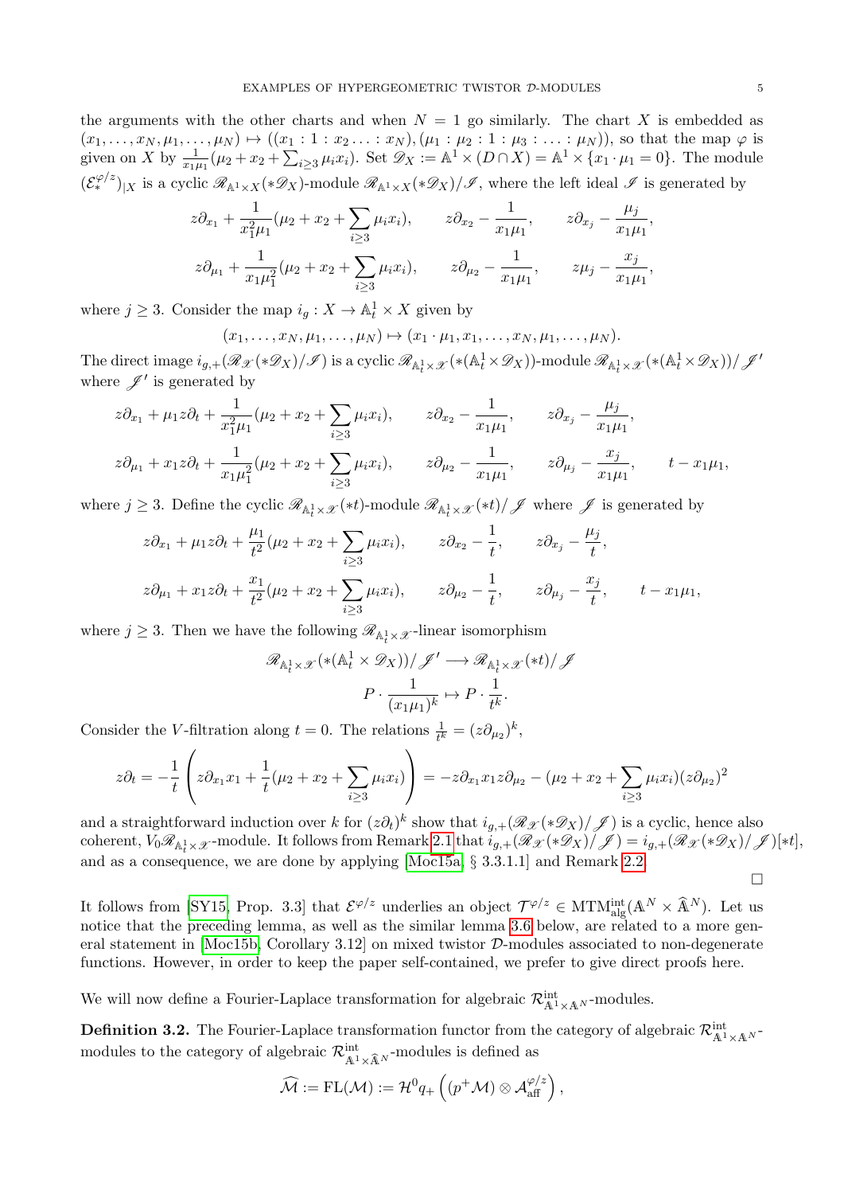the arguments with the other charts and when $N = 1$ go similarly. The chart $X$ is embedded as $(x_1, \ldots, x_N, \mu_1, \ldots, \mu_N) \mapsto ((x_1 : 1 : x_2 \ldots : x_N), (\mu_1 : \mu_2 : 1 : \mu_3 : \ldots : \mu_N))$, so that the map $\varphi$ is given on $X$ by $\frac{1}{x_1\mu_1}(\mu_2 + x_2 + \sum_{i\geq 3} \mu_i x_i)$. Set $\mathscr{D}_X := \mathbb{A}^1 \times (D \cap X) = \mathbb{A}^1 \times \{x_1 \cdot \mu_1 = 0\}$. The module $(\mathcal{E}_*^{\varphi/z})_{|X}$ is a cyclic $\mathscr{R}_{\mathbb{A}^1\times X}(*\mathscr{D}_X)$-module $\mathscr{R}_{\mathbb{A}^1\times X}(*\mathscr{D}_X)/\mathscr{I}$, where the left ideal $\mathscr{I}$ is generated by

$$
z\partial_{x_1} + \frac{1}{x_1^2\mu_1}(\mu_2 + x_2 + \sum_{i\geq 3}\mu_i x_i), \qquad z\partial_{x_2} - \frac{1}{x_1\mu_1}, \qquad z\partial_{x_j} - \frac{\mu_j}{x_1\mu_1},
$$

$$
z\partial_{\mu_1} + \frac{1}{x_1\mu_1^2}(\mu_2 + x_2 + \sum_{i\geq 3}\mu_i x_i), \qquad z\partial_{\mu_2} - \frac{1}{x_1\mu_1}, \qquad z\mu_j - \frac{x_j}{x_1\mu_1},
$$

where $j \geq 3$. Consider the map $i_g : X \to \mathbb{A}^1_t \times X$ given by

$$
(x_1, \ldots, x_N, \mu_1, \ldots, \mu_N) \mapsto (x_1 \cdot \mu_1, x_1, \ldots, x_N, \mu_1, \ldots, \mu_N).
$$

The direct image $i_{g,+}(\mathscr{R}_{\mathscr{X}}(*\mathscr{D}_X)/\mathscr{I})$ is a cyclic $\mathscr{R}_{\mathbb{A}^1_t\times\mathscr{X}}(*(\mathbb{A}^1_t\times\mathscr{D}_X))$-module $\mathscr{R}_{\mathbb{A}^1_t\times\mathscr{X}}(*(\mathbb{A}^1_t\times\mathscr{D}_X))/\mathscr{J}'$ where $\mathscr{J}'$ is generated by

$$
z\partial_{x_1} + \mu_1 z\partial_t + \frac{1}{x_1^2\mu_1}(\mu_2 + x_2 + \sum_{i\geq 3}\mu_i x_i), \qquad z\partial_{x_2} - \frac{1}{x_1\mu_1}, \qquad z\partial_{x_j} - \frac{\mu_j}{x_1\mu_1},
$$

$$
z\partial_{\mu_1} + x_1 z\partial_t + \frac{1}{x_1\mu_1^2}(\mu_2 + x_2 + \sum_{i\geq 3}\mu_i x_i), \qquad z\partial_{\mu_2} - \frac{1}{x_1\mu_1}, \qquad z\partial_{\mu_j} - \frac{x_j}{x_1\mu_1}, \qquad t - x_1\mu_1,
$$

where $j \geq 3$. Define the cyclic $\mathscr{R}_{\mathbb{A}^1_t\times\mathscr{X}}(*t)$-module $\mathscr{R}_{\mathbb{A}^1_t\times\mathscr{X}}(*t)/\mathscr{J}$ where $\mathscr{J}$ is generated by

$$
z\partial_{x_1} + \mu_1 z\partial_t + \frac{\mu_1}{t^2}(\mu_2 + x_2 + \sum_{i\geq 3}\mu_i x_i), \qquad z\partial_{x_2} - \frac{1}{t}, \qquad z\partial_{x_j} - \frac{\mu_j}{t},
$$

$$
z\partial_{\mu_1} + x_1 z\partial_t + \frac{x_1}{t^2}(\mu_2 + x_2 + \sum_{i\geq 3}\mu_i x_i), \qquad z\partial_{\mu_2} - \frac{1}{t}, \qquad z\partial_{\mu_j} - \frac{x_j}{t}, \qquad t - x_1\mu_1,
$$

where $j \geq 3$. Then we have the following $\mathscr{R}_{\mathbb{A}^1_t\times\mathscr{X}}$-linear isomorphism

$$
\mathscr{R}_{\mathbb{A}^1_t\times\mathscr{X}}(*(\mathbb{A}^1_t\times\mathscr{D}_X))/\mathscr{J}' \longrightarrow \mathscr{R}_{\mathbb{A}^1_t\times\mathscr{X}}(*t)/\mathscr{J}
$$

$$
P \cdot \frac{1}{(x_1\mu_1)^k} \mapsto P \cdot \frac{1}{t^k}.
$$

Consider the $V$-filtration along $t = 0$. The relations $\frac{1}{t^k} = (z\partial_{\mu_2})^k$,

$$
z\partial_t = -\frac{1}{t}\left(z\partial_{x_1}x_1 + \frac{1}{t}(\mu_2 + x_2 + \sum_{i\geq 3}\mu_i x_i)\right) = -z\partial_{x_1}x_1 z\partial_{\mu_2} - (\mu_2 + x_2 + \sum_{i\geq 3}\mu_i x_i)(z\partial_{\mu_2})^2
$$

and a straightforward induction over $k$ for $(z\partial_t)^k$ show that $i_{g,+}(\mathscr{R}_{\mathscr{X}}(*\mathscr{D}_X)/\mathscr{J})$ is a cyclic, hence also coherent, $V_0\mathscr{R}_{\mathbb{A}^1_t\times\mathscr{X}}$-module. It follows from Remark 2.1 that $i_{g,+}(\mathscr{R}_{\mathscr{X}}(*\mathscr{D}_X)/\mathscr{J}) = i_{g,+}(\mathscr{R}_{\mathscr{X}}(*\mathscr{D}_X)/\mathscr{J})[*t]$, and as a consequence, we are done by applying [Moc15a, § 3.3.1.1] and Remark 2.2. □

It follows from [SY15, Prop. 3.3] that $\mathcal{E}^{\varphi/z}$ underlies an object $\mathcal{T}^{\varphi/z} \in \mathrm{MTM}^{\mathrm{int}}_{\mathrm{alg}}(\mathbb{A}^N \times \widehat{\mathbb{A}}^N)$. Let us notice that the preceding lemma, as well as the similar lemma 3.6 below, are related to a more general statement in [Moc15b, Corollary 3.12] on mixed twistor $\mathcal{D}$-modules associated to non-degenerate functions. However, in order to keep the paper self-contained, we prefer to give direct proofs here.

We will now define a Fourier-Laplace transformation for algebraic $\mathcal{R}^{\mathrm{int}}_{\mathbb{A}^1\times\mathbb{A}^N}$-modules.

**Definition 3.2.** The Fourier-Laplace transformation functor from the category of algebraic $\mathcal{R}^{\mathrm{int}}_{\mathbb{A}^1\times\mathbb{A}^N}$-modules to the category of algebraic $\mathcal{R}^{\mathrm{int}}_{\mathbb{A}^1\times\widehat{\mathbb{A}}^N}$-modules is defined as

$$
\widehat{\mathcal{M}} := \mathrm{FL}(\mathcal{M}) := \mathcal{H}^0 q_+\left((p^+\mathcal{M}) \otimes \mathcal{A}^{\varphi/z}_{\mathrm{aff}}\right),
$$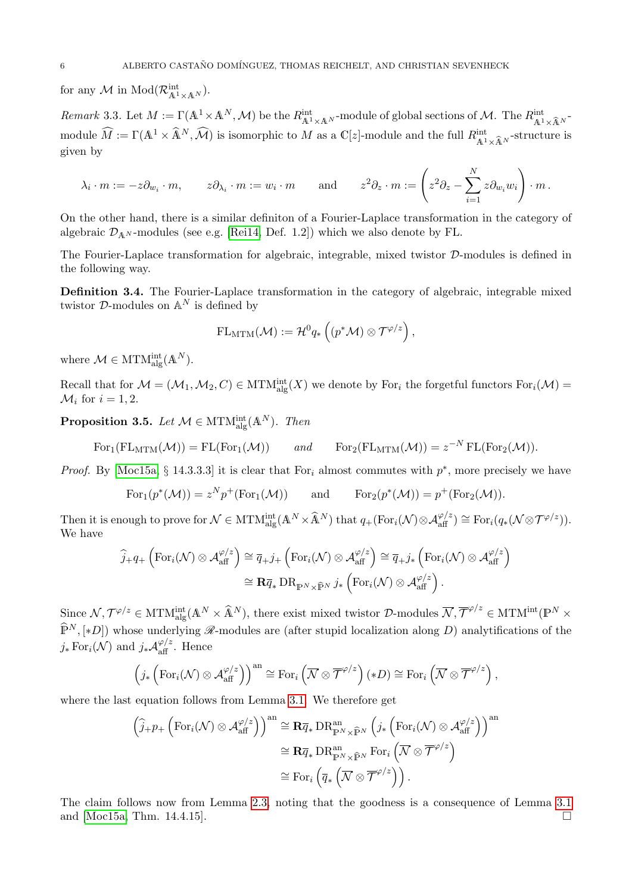for any $\mathcal{M}$ in $\mathrm{Mod}(\mathcal{R}^{\mathrm{int}}_{\mathbb{A}^1\times\mathbb{A}^N})$.

*Remark* 3.3. Let $M := \Gamma(\mathbb{A}^1\times\mathbb{A}^N, \mathcal{M})$ be the $R^{\mathrm{int}}_{\mathbb{A}^1\times\mathbb{A}^N}$-module of global sections of $\mathcal{M}$. The $R^{\mathrm{int}}_{\mathbb{A}^1\times\widehat{\mathbb{A}}^N}$-module $\widehat{M} := \Gamma(\mathbb{A}^1\times\widehat{\mathbb{A}}^N, \widehat{\mathcal{M}})$ is isomorphic to $M$ as a $\mathbb{C}[z]$-module and the full $R^{\mathrm{int}}_{\mathbb{A}^1\times\widehat{\mathbb{A}}^N}$-structure is given by

$$\lambda_i \cdot m := -z\partial_{w_i}\cdot m, \qquad z\partial_{\lambda_i}\cdot m := w_i\cdot m \qquad \text{and} \qquad z^2\partial_z \cdot m := \left(z^2\partial_z - \sum_{i=1}^N z\partial_{w_i} w_i\right)\cdot m\,.$$

On the other hand, there is a similar definiton of a Fourier-Laplace transformation in the category of algebraic $\mathcal{D}_{\mathbb{A}^N}$-modules (see e.g. [Rei14, Def. 1.2]) which we also denote by FL.

The Fourier-Laplace transformation for algebraic, integrable, mixed twistor $\mathcal{D}$-modules is defined in the following way.

**Definition 3.4.** The Fourier-Laplace transformation in the category of algebraic, integrable mixed twistor $\mathcal{D}$-modules on $\mathbb{A}^N$ is defined by

$$\mathrm{FL}_{\mathrm{MTM}}(\mathcal{M}) := \mathcal{H}^0 q_*\left((p^*\mathcal{M})\otimes\mathcal{T}^{\varphi/z}\right),$$

where $\mathcal{M}\in \mathrm{MTM}^{\mathrm{int}}_{\mathrm{alg}}(\mathbb{A}^N)$.

Recall that for $\mathcal{M} = (\mathcal{M}_1,\mathcal{M}_2, C)\in\mathrm{MTM}^{\mathrm{int}}_{\mathrm{alg}}(X)$ we denote by $\mathrm{For}_i$ the forgetful functors $\mathrm{For}_i(\mathcal{M}) = \mathcal{M}_i$ for $i = 1, 2$.

**Proposition 3.5.** *Let* $\mathcal{M}\in\mathrm{MTM}^{\mathrm{int}}_{\mathrm{alg}}(\mathbb{A}^N)$. *Then*

$$\mathrm{For}_1(\mathrm{FL}_{\mathrm{MTM}}(\mathcal{M})) = \mathrm{FL}(\mathrm{For}_1(\mathcal{M})) \qquad \textit{and} \qquad \mathrm{For}_2(\mathrm{FL}_{\mathrm{MTM}}(\mathcal{M})) = z^{-N}\,\mathrm{FL}(\mathrm{For}_2(\mathcal{M})).$$

*Proof.* By [Moc15a, § 14.3.3.3] it is clear that $\mathrm{For}_i$ almost commutes with $p^*$, more precisely we have

$$\mathrm{For}_1(p^*(\mathcal{M})) = z^N p^+(\mathrm{For}_1(\mathcal{M})) \qquad \text{and} \qquad \mathrm{For}_2(p^*(\mathcal{M})) = p^+(\mathrm{For}_2(\mathcal{M})).$$

Then it is enough to prove for $\mathcal{N}\in\mathrm{MTM}^{\mathrm{int}}_{\mathrm{alg}}(\mathbb{A}^N\times\widehat{\mathbb{A}}^N)$ that $q_+(\mathrm{For}_i(\mathcal{N})\otimes\mathcal{A}^{\varphi/z}_{\mathrm{aff}})\cong\mathrm{For}_i(q_*(\mathcal{N}\otimes\mathcal{T}^{\varphi/z}))$. We have

$$\begin{aligned}\widehat{j}_+ q_+\left(\mathrm{For}_i(\mathcal{N})\otimes\mathcal{A}^{\varphi/z}_{\mathrm{aff}}\right) &\cong \overline{q}_+ j_+\left(\mathrm{For}_i(\mathcal{N})\otimes\mathcal{A}^{\varphi/z}_{\mathrm{aff}}\right)\cong\overline{q}_+ j_*\left(\mathrm{For}_i(\mathcal{N})\otimes\mathcal{A}^{\varphi/z}_{\mathrm{aff}}\right)\\ &\cong \mathbf{R}\overline{q}_*\,\mathrm{DR}_{\mathbb{P}^N\times\widehat{\mathbb{P}}^N}\, j_*\left(\mathrm{For}_i(\mathcal{N})\otimes\mathcal{A}^{\varphi/z}_{\mathrm{aff}}\right).\end{aligned}$$

Since $\mathcal{N},\mathcal{T}^{\varphi/z}\in\mathrm{MTM}^{\mathrm{int}}_{\mathrm{alg}}(\mathbb{A}^N\times\widehat{\mathbb{A}}^N)$, there exist mixed twistor $\mathcal{D}$-modules $\overline{\mathcal{N}},\overline{\mathcal{T}}^{\varphi/z}\in\mathrm{MTM}^{\mathrm{int}}(\mathbb{P}^N\times\widehat{\mathbb{P}}^N,[*D])$ whose underlying $\mathscr{R}$-modules are (after stupid localization along $D$) analytifications of the $j_*\,\mathrm{For}_i(\mathcal{N})$ and $j_*\mathcal{A}^{\varphi/z}_{\mathrm{aff}}$. Hence

$$\left(j_*\left(\mathrm{For}_i(\mathcal{N})\otimes\mathcal{A}^{\varphi/z}_{\mathrm{aff}}\right)\right)^{\mathrm{an}}\cong\mathrm{For}_i\left(\overline{\mathcal{N}}\otimes\overline{\mathcal{T}}^{\varphi/z}\right)(*D)\cong\mathrm{For}_i\left(\overline{\mathcal{N}}\otimes\overline{\mathcal{T}}^{\varphi/z}\right),$$

where the last equation follows from Lemma 3.1. We therefore get

$$\begin{aligned}\left(\widehat{j}_+ p_+\left(\mathrm{For}_i(\mathcal{N})\otimes\mathcal{A}^{\varphi/z}_{\mathrm{aff}}\right)\right)^{\mathrm{an}} &\cong \mathbf{R}\overline{q}_*\,\mathrm{DR}^{\mathrm{an}}_{\mathbb{P}^N\times\widehat{\mathbb{P}}^N}\left(j_*\left(\mathrm{For}_i(\mathcal{N})\otimes\mathcal{A}^{\varphi/z}_{\mathrm{aff}}\right)\right)^{\mathrm{an}}\\ &\cong\mathbf{R}\overline{q}_*\,\mathrm{DR}^{\mathrm{an}}_{\mathbb{P}^N\times\widehat{\mathbb{P}}^N}\,\mathrm{For}_i\left(\overline{\mathcal{N}}\otimes\overline{\mathcal{T}}^{\varphi/z}\right)\\ &\cong\mathrm{For}_i\left(\overline{q}_*\left(\overline{\mathcal{N}}\otimes\overline{\mathcal{T}}^{\varphi/z}\right)\right).\end{aligned}$$

The claim follows now from Lemma 2.3, noting that the goodness is a consequence of Lemma 3.1 and [Moc15a, Thm. 14.4.15]. $\square$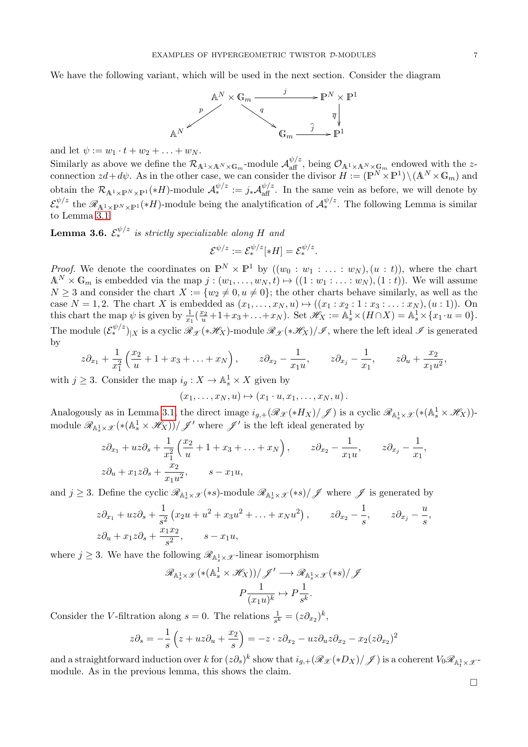We have the following variant, which will be used in the next section. Consider the diagram

$$
\begin{array}{ccccc}
 & & \mathbb{A}^N \times \mathbb{G}_m & \xrightarrow{\quad j \quad} & \mathbb{P}^N \times \mathbb{P}^1 \\
 & \swarrow^{p} & & \searrow^{q} & \downarrow \overline{q} \\
\mathbb{A}^N & & & & \mathbb{G}_m \xrightarrow{\ \widehat{j}\ } \mathbb{P}^1
\end{array}
$$

and let $\psi := w_1 \cdot t + w_2 + \ldots + w_N$.

Similarly as above we define the $\mathcal{R}_{\mathbb{A}^1 \times \mathbb{A}^N \times \mathbb{G}_m}$-module $\mathcal{A}^{\psi/z}_{\text{aff}}$, being $\mathcal{O}_{\mathbb{A}^1 \times \mathbb{A}^N \times \mathbb{G}_m}$ endowed with the $z$-connection $zd + d\psi$. As in the other case, we can consider the divisor $H := (\mathbb{P}^N \times \mathbb{P}^1) \setminus (\mathbb{A}^N \times \mathbb{G}_m)$ and obtain the $\mathcal{R}_{\mathbb{A}^1 \times \mathbb{P}^N \times \mathbb{P}^1}(*H)$-module $\mathcal{A}^{\psi/z}_* := j_* \mathcal{A}^{\psi/z}_{\text{aff}}$. In the same vein as before, we will denote by $\mathcal{E}^{\psi/z}_*$ the $\mathscr{R}_{\mathbb{A}^1 \times \mathbb{P}^N \times \mathbb{P}^1}(*H)$-module being the analytification of $\mathcal{A}^{\psi/z}_*$. The following Lemma is similar to Lemma 3.1.

**Lemma 3.6.** *$\mathcal{E}^{\psi/z}_*$ is strictly specializable along $H$ and*

$$
\mathcal{E}^{\psi/z} := \mathcal{E}^{\psi/z}_*[*H] = \mathcal{E}^{\psi/z}_*.
$$

*Proof.* We denote the coordinates on $\mathbb{P}^N \times \mathbb{P}^1$ by $((w_0 : w_1 : \ldots : w_N), (u : t))$, where the chart $\mathbb{A}^N \times \mathbb{G}_m$ is embedded via the map $j : (w_1, \ldots, w_N, t) \mapsto ((1 : w_1 : \ldots : w_N), (1 : t))$. We will assume $N \geq 3$ and consider the chart $X := \{w_2 \neq 0, u \neq 0\}$; the other charts behave similarly, as well as the case $N = 1, 2$. The chart $X$ is embedded as $(x_1, \ldots, x_N, u) \mapsto ((x_1 : x_2 : 1 : x_3 : \ldots : x_N), (u : 1))$. On this chart the map $\psi$ is given by $\frac{1}{x_1}(\frac{x_2}{u} + 1 + x_3 + \ldots + x_N)$. Set $\mathscr{H}_X := \mathbb{A}^1_s \times (H \cap X) = \mathbb{A}^1_s \times \{x_1 \cdot u = 0\}$. The module $(\mathcal{E}^{\psi/z}_*)_{|X}$ is a cyclic $\mathscr{R}_{\mathscr{X}}(*\mathscr{H}_X)$-module $\mathscr{R}_{\mathscr{X}}(*\mathscr{H}_X)/\mathscr{I}$, where the left ideal $\mathscr{I}$ is generated by

$$
z\partial_{x_1} + \frac{1}{x_1^2}\left(\frac{x_2}{u} + 1 + x_3 + \ldots + x_N\right), \qquad z\partial_{x_2} - \frac{1}{x_1 u}, \qquad z\partial_{x_j} - \frac{1}{x_1}, \qquad z\partial_u + \frac{x_2}{x_1 u^2},
$$

with $j \geq 3$. Consider the map $i_g : X \to \mathbb{A}^1_s \times X$ given by

$$
(x_1, \ldots, x_N, u) \mapsto (x_1 \cdot u, x_1, \ldots, x_N, u)\,.
$$

Analogously as in Lemma 3.1, the direct image $i_{g,+}(\mathscr{R}_{\mathscr{X}}(*H_X)/\mathscr{J})$ is a cyclic $\mathscr{R}_{\mathbb{A}^1_s \times \mathscr{X}}(*(\mathbb{A}^1_s \times \mathscr{H}_X))$-module $\mathscr{R}_{\mathbb{A}^1_s \times \mathscr{X}}(*(\mathbb{A}^1_s \times \mathscr{H}_X))/\mathscr{J}'$ where $\mathscr{J}'$ is the left ideal generated by

$$
\begin{gathered}
z\partial_{x_1} + uz\partial_s + \frac{1}{x_1^2}\left(\frac{x_2}{u} + 1 + x_3 + \ldots + x_N\right), \qquad z\partial_{x_2} - \frac{1}{x_1 u}, \qquad z\partial_{x_j} - \frac{1}{x_1}, \\
z\partial_u + x_1 z\partial_s + \frac{x_2}{x_1 u^2}, \qquad s - x_1 u,
\end{gathered}
$$

and $j \geq 3$. Define the cyclic $\mathscr{R}_{\mathbb{A}^1_s \times \mathscr{X}}(*s)$-module $\mathscr{R}_{\mathbb{A}^1_s \times \mathscr{X}}(*s)/\mathscr{J}$ where $\mathscr{J}$ is generated by

$$
\begin{gathered}
z\partial_{x_1} + uz\partial_s + \frac{1}{s^2}\left(x_2 u + u^2 + x_3 u^2 + \ldots + x_N u^2\right), \qquad z\partial_{x_2} - \frac{1}{s}, \qquad z\partial_{x_j} - \frac{u}{s}, \\
z\partial_u + x_1 z\partial_s + \frac{x_1 x_2}{s^2}, \qquad s - x_1 u,
\end{gathered}
$$

where $j \geq 3$. We have the following $\mathscr{R}_{\mathbb{A}^1_s \times \mathscr{X}}$-linear isomorphism

$$
\begin{gathered}
\mathscr{R}_{\mathbb{A}^1_s \times \mathscr{X}}(*(\mathbb{A}^1_s \times \mathscr{H}_X))/\mathscr{J}' \longrightarrow \mathscr{R}_{\mathbb{A}^1_s \times \mathscr{X}}(*s)/\mathscr{J} \\
P\frac{1}{(x_1 u)^k} \mapsto P\frac{1}{s^k}.
\end{gathered}
$$

Consider the $V$-filtration along $s = 0$. The relations $\frac{1}{s^k} = (z\partial_{x_2})^k$,

$$
z\partial_s = -\frac{1}{s}\left(z + uz\partial_u + \frac{x_2}{s}\right) = -z \cdot z\partial_{x_2} - uz\partial_u z\partial_{x_2} - x_2 (z\partial_{x_2})^2
$$

and a straightforward induction over $k$ for $(z\partial_s)^k$ show that $i_{g,+}(\mathscr{R}_{\mathscr{X}}(*D_X)/\mathscr{J})$ is a coherent $V_0\mathscr{R}_{\mathbb{A}^1_t \times \mathscr{X}}$-module. As in the previous lemma, this shows the claim.

$\square$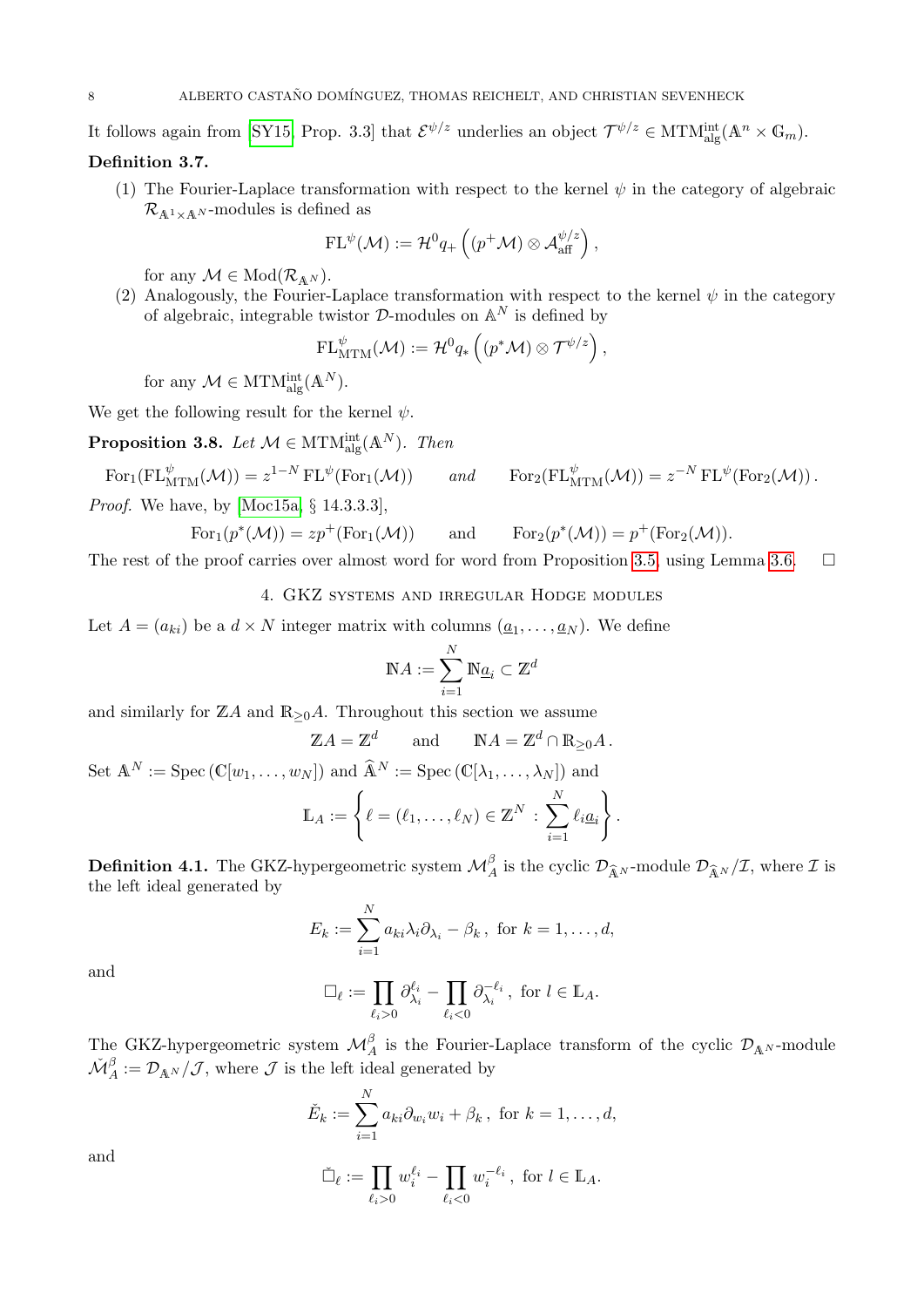It follows again from [SY15, Prop. 3.3] that $\mathcal{E}^{\psi/z}$ underlies an object $\mathcal{T}^{\psi/z} \in \mathrm{MTM}^{\mathrm{int}}_{\mathrm{alg}}(\mathbb{A}^n \times \mathbb{G}_m)$.

**Definition 3.7.**

(1) The Fourier-Laplace transformation with respect to the kernel $\psi$ in the category of algebraic $\mathcal{R}_{\mathbb{A}^1 \times \mathbb{A}^N}$-modules is defined as

$$\mathrm{FL}^{\psi}(\mathcal{M}) := \mathcal{H}^0 q_+ \left( (p^+ \mathcal{M}) \otimes \mathcal{A}^{\psi/z}_{\mathrm{aff}} \right),$$

for any $\mathcal{M} \in \mathrm{Mod}(\mathcal{R}_{\mathbb{A}^N})$.

(2) Analogously, the Fourier-Laplace transformation with respect to the kernel $\psi$ in the category of algebraic, integrable twistor $\mathcal{D}$-modules on $\mathbb{A}^N$ is defined by

$$\mathrm{FL}^{\psi}_{\mathrm{MTM}}(\mathcal{M}) := \mathcal{H}^0 q_* \left( (p^* \mathcal{M}) \otimes \mathcal{T}^{\psi/z} \right),$$

for any $\mathcal{M} \in \mathrm{MTM}^{\mathrm{int}}_{\mathrm{alg}}(\mathbb{A}^N)$.

We get the following result for the kernel $\psi$.

**Proposition 3.8.** *Let $\mathcal{M} \in \mathrm{MTM}^{\mathrm{int}}_{\mathrm{alg}}(\mathbb{A}^N)$. Then*

$$\mathrm{For}_1(\mathrm{FL}^{\psi}_{\mathrm{MTM}}(\mathcal{M})) = z^{1-N}\, \mathrm{FL}^{\psi}(\mathrm{For}_1(\mathcal{M})) \qquad \textit{and} \qquad \mathrm{For}_2(\mathrm{FL}^{\psi}_{\mathrm{MTM}}(\mathcal{M})) = z^{-N}\, \mathrm{FL}^{\psi}(\mathrm{For}_2(\mathcal{M})) .$$

*Proof.* We have, by [Moc15a, § 14.3.3.3],

$$\mathrm{For}_1(p^*(\mathcal{M})) = z p^+(\mathrm{For}_1(\mathcal{M})) \qquad \text{and} \qquad \mathrm{For}_2(p^*(\mathcal{M})) = p^+(\mathrm{For}_2(\mathcal{M})).$$

The rest of the proof carries over almost word for word from Proposition 3.5, using Lemma 3.6. $\square$

## 4. GKZ systems and irregular Hodge modules

Let $A = (a_{ki})$ be a $d \times N$ integer matrix with columns $(\underline{a}_1, \ldots, \underline{a}_N)$. We define

$$\mathbb{N}A := \sum_{i=1}^{N} \mathbb{N}\underline{a}_i \subset \mathbb{Z}^d$$

and similarly for $\mathbb{Z}A$ and $\mathbb{R}_{\geq 0}A$. Throughout this section we assume

$$\mathbb{Z}A = \mathbb{Z}^d \qquad \text{and} \qquad \mathbb{N}A = \mathbb{Z}^d \cap \mathbb{R}_{\geq 0}A .$$

Set $\mathbb{A}^N := \mathrm{Spec}\left(\mathbb{C}[w_1, \ldots, w_N]\right)$ and $\widehat{\mathbb{A}}^N := \mathrm{Spec}\left(\mathbb{C}[\lambda_1, \ldots, \lambda_N]\right)$ and

$$\mathbb{L}_A := \left\{ \ell = (\ell_1, \ldots, \ell_N) \in \mathbb{Z}^N \,:\, \sum_{i=1}^{N} \ell_i \underline{a}_i \right\}.$$

**Definition 4.1.** The GKZ-hypergeometric system $\mathcal{M}^{\beta}_A$ is the cyclic $\mathcal{D}_{\widehat{\mathbb{A}}^N}$-module $\mathcal{D}_{\widehat{\mathbb{A}}^N}/\mathcal{I}$, where $\mathcal{I}$ is the left ideal generated by

$$E_k := \sum_{i=1}^{N} a_{ki} \lambda_i \partial_{\lambda_i} - \beta_k\,, \text{ for } k = 1, \ldots, d,$$

and

$$\Box_\ell := \prod_{\ell_i > 0} \partial_{\lambda_i}^{\ell_i} - \prod_{\ell_i < 0} \partial_{\lambda_i}^{-\ell_i}\,, \text{ for } l \in \mathbb{L}_A.$$

The GKZ-hypergeometric system $\mathcal{M}^{\beta}_A$ is the Fourier-Laplace transform of the cyclic $\mathcal{D}_{\mathbb{A}^N}$-module $\check{\mathcal{M}}^{\beta}_A := \mathcal{D}_{\mathbb{A}^N}/\mathcal{J}$, where $\mathcal{J}$ is the left ideal generated by

$$\check{E}_k := \sum_{i=1}^{N} a_{ki} \partial_{w_i} w_i + \beta_k\,, \text{ for } k = 1, \ldots, d,$$

and

$$\check{\Box}_\ell := \prod_{\ell_i > 0} w_i^{\ell_i} - \prod_{\ell_i < 0} w_i^{-\ell_i}\,, \text{ for } l \in \mathbb{L}_A.$$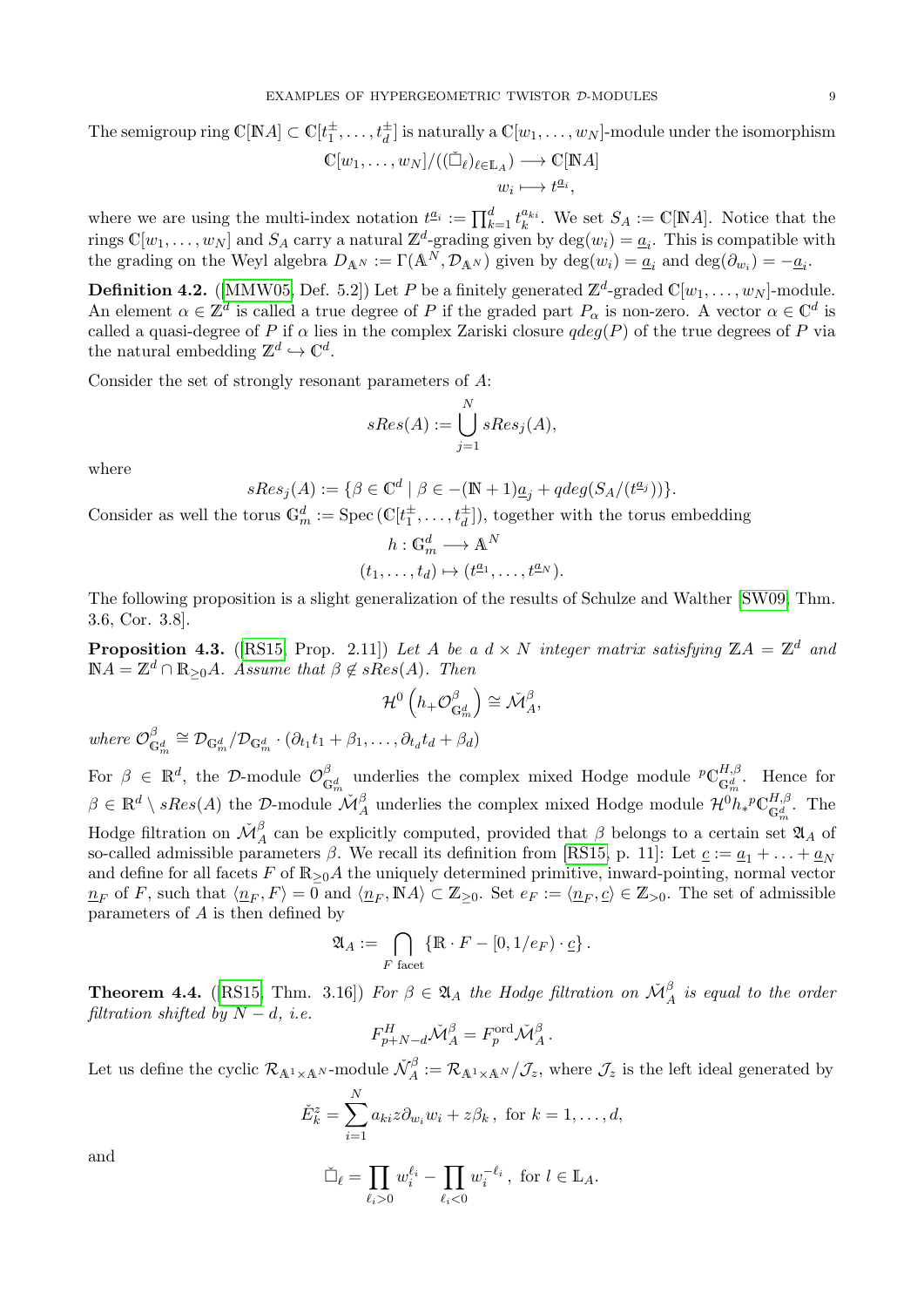The semigroup ring $\mathbb{C}[\mathbb{N}A] \subset \mathbb{C}[t_1^{\pm}, \ldots, t_d^{\pm}]$ is naturally a $\mathbb{C}[w_1, \ldots, w_N]$-module under the isomorphism

$$\mathbb{C}[w_1, \ldots, w_N]/((\check{\Box}_\ell)_{\ell \in \mathbb{L}_A}) \longrightarrow \mathbb{C}[\mathbb{N}A]$$
$$w_i \longmapsto t^{\underline{a}_i},$$

where we are using the multi-index notation $t^{\underline{a}_i} := \prod_{k=1}^d t_k^{a_{ki}}$. We set $S_A := \mathbb{C}[\mathbb{N}A]$. Notice that the rings $\mathbb{C}[w_1, \ldots, w_N]$ and $S_A$ carry a natural $\mathbb{Z}^d$-grading given by $\deg(w_i) = \underline{a}_i$. This is compatible with the grading on the Weyl algebra $D_{\mathbb{A}^N} := \Gamma(\mathbb{A}^N, \mathcal{D}_{\mathbb{A}^N})$ given by $\deg(w_i) = \underline{a}_i$ and $\deg(\partial_{w_i}) = -\underline{a}_i$.

**Definition 4.2.** ([MMW05, Def. 5.2]) Let $P$ be a finitely generated $\mathbb{Z}^d$-graded $\mathbb{C}[w_1, \ldots, w_N]$-module. An element $\alpha \in \mathbb{Z}^d$ is called a true degree of $P$ if the graded part $P_\alpha$ is non-zero. A vector $\alpha \in \mathbb{C}^d$ is called a quasi-degree of $P$ if $\alpha$ lies in the complex Zariski closure $qdeg(P)$ of the true degrees of $P$ via the natural embedding $\mathbb{Z}^d \hookrightarrow \mathbb{C}^d$.

Consider the set of strongly resonant parameters of $A$:

$$sRes(A) := \bigcup_{j=1}^N sRes_j(A),$$

where

$$sRes_j(A) := \{\beta \in \mathbb{C}^d \mid \beta \in -(\mathbb{N}+1)\underline{a}_j + qdeg(S_A/(t^{\underline{a}_j}))\}.$$

Consider as well the torus $\mathbb{G}_m^d := \mathrm{Spec}\,(\mathbb{C}[t_1^{\pm}, \ldots, t_d^{\pm}])$, together with the torus embedding

$$h : \mathbb{G}_m^d \longrightarrow \mathbb{A}^N$$
$$(t_1, \ldots, t_d) \mapsto (t^{\underline{a}_1}, \ldots, t^{\underline{a}_N}).$$

The following proposition is a slight generalization of the results of Schulze and Walther [SW09, Thm. 3.6, Cor. 3.8].

**Proposition 4.3.** ([RS15, Prop. 2.11]) *Let $A$ be a $d \times N$ integer matrix satisfying $\mathbb{Z}A = \mathbb{Z}^d$ and $\mathbb{N}A = \mathbb{Z}^d \cap \mathbb{R}_{\geq 0}A$. Assume that $\beta \notin sRes(A)$. Then*

$$\mathcal{H}^0\left(h_+\mathcal{O}_{\mathbb{G}_m^d}^\beta\right) \cong \check{\mathcal{M}}_A^\beta,$$

*where $\mathcal{O}_{\mathbb{G}_m^d}^\beta \cong \mathcal{D}_{\mathbb{G}_m^d}/\mathcal{D}_{\mathbb{G}_m^d} \cdot (\partial_{t_1}t_1 + \beta_1, \ldots, \partial_{t_d}t_d + \beta_d)$*

For $\beta \in \mathbb{R}^d$, the $\mathcal{D}$-module $\mathcal{O}_{\mathbb{G}_m^d}^\beta$ underlies the complex mixed Hodge module ${}^p\mathbb{C}_{\mathbb{G}_m^d}^{H,\beta}$. Hence for $\beta \in \mathbb{R}^d \setminus sRes(A)$ the $\mathcal{D}$-module $\check{\mathcal{M}}_A^\beta$ underlies the complex mixed Hodge module $\mathcal{H}^0 h_* {}^p\mathbb{C}_{\mathbb{G}_m^d}^{H,\beta}$. The Hodge filtration on $\check{\mathcal{M}}_A^\beta$ can be explicitly computed, provided that $\beta$ belongs to a certain set $\mathfrak{A}_A$ of so-called admissible parameters $\beta$. We recall its definition from [RS15, p. 11]: Let $\underline{c} := \underline{a}_1 + \ldots + \underline{a}_N$ and define for all facets $F$ of $\mathbb{R}_{\geq 0}A$ the uniquely determined primitive, inward-pointing, normal vector $\underline{n}_F$ of $F$, such that $\langle \underline{n}_F, F \rangle = 0$ and $\langle \underline{n}_F, \mathbb{N}A \rangle \subset \mathbb{Z}_{\geq 0}$. Set $e_F := \langle \underline{n}_F, \underline{c} \rangle \in \mathbb{Z}_{>0}$. The set of admissible parameters of $A$ is then defined by

$$\mathfrak{A}_A := \bigcap_{F \text{ facet}} \{\mathbb{R} \cdot F - [0, 1/e_F) \cdot \underline{c}\}.$$

**Theorem 4.4.** ([RS15, Thm. 3.16]) *For $\beta \in \mathfrak{A}_A$ the Hodge filtration on $\check{\mathcal{M}}_A^\beta$ is equal to the order filtration shifted by $N - d$, i.e.*

$$F_{p+N-d}^H \check{\mathcal{M}}_A^\beta = F_p^{\mathrm{ord}} \check{\mathcal{M}}_A^\beta.$$

Let us define the cyclic $\mathcal{R}_{\mathbb{A}^1 \times \mathbb{A}^N}$-module $\check{\mathcal{N}}_A^\beta := \mathcal{R}_{\mathbb{A}^1 \times \mathbb{A}^N}/\mathcal{J}_z$, where $\mathcal{J}_z$ is the left ideal generated by

$$\check{E}_k^z = \sum_{i=1}^N a_{ki} z \partial_{w_i} w_i + z\beta_k\,, \text{ for } k = 1, \ldots, d,$$

and

$$\check{\Box}_\ell = \prod_{\ell_i > 0} w_i^{\ell_i} - \prod_{\ell_i < 0} w_i^{-\ell_i}\,, \text{ for } l \in \mathbb{L}_A.$$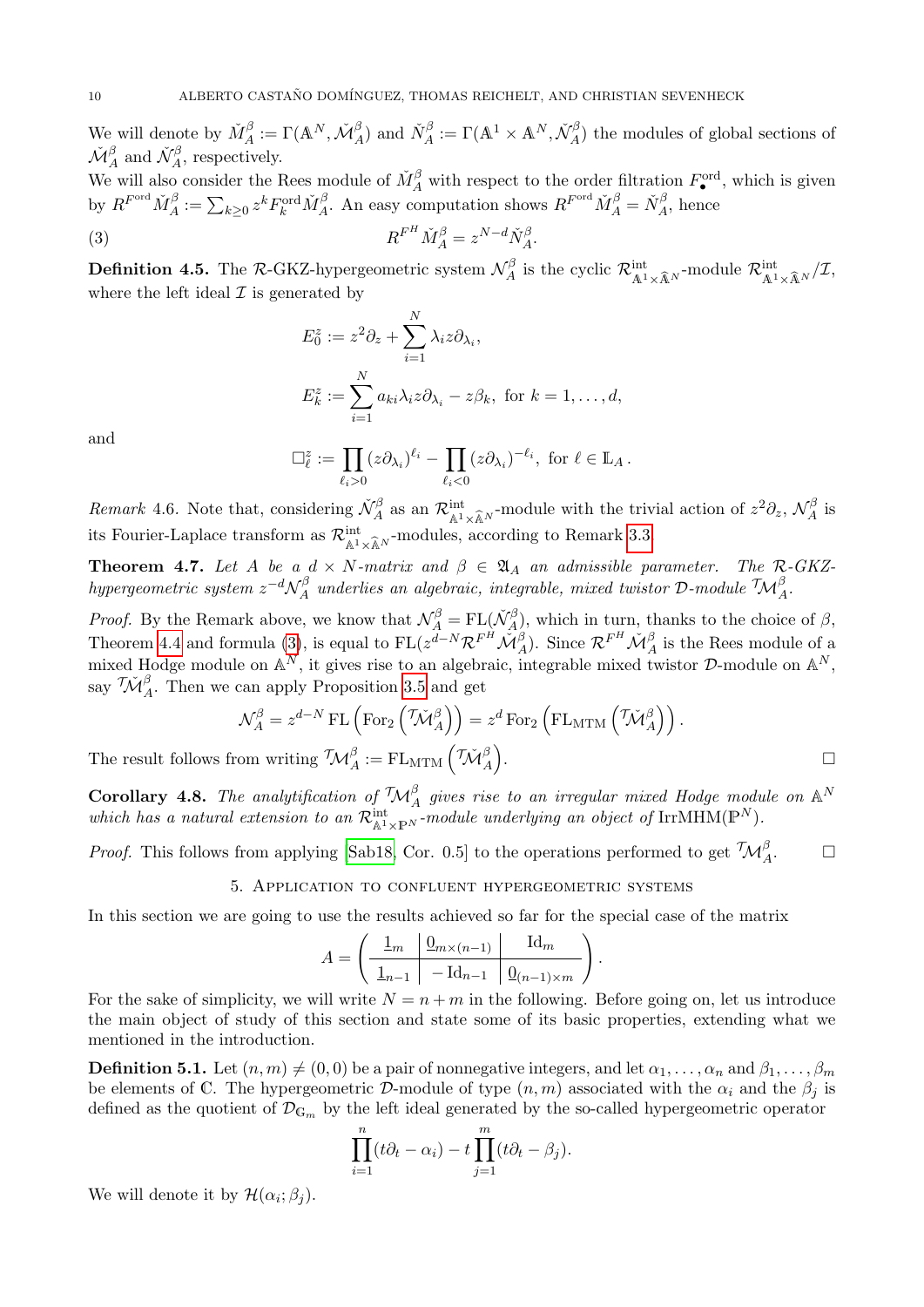We will denote by $\check{M}_A^\beta := \Gamma(\mathbb{A}^N, \check{\mathcal{M}}_A^\beta)$ and $\check{N}_A^\beta := \Gamma(\mathbb{A}^1 \times \mathbb{A}^N, \check{\mathcal{N}}_A^\beta)$ the modules of global sections of $\check{\mathcal{M}}_A^\beta$ and $\check{\mathcal{N}}_A^\beta$, respectively.

We will also consider the Rees module of $\check{M}_A^\beta$ with respect to the order filtration $F_\bullet^{\mathrm{ord}}$, which is given by $R^{F^{\mathrm{ord}}}\check{M}_A^\beta := \sum_{k\geq 0} z^k F_k^{\mathrm{ord}} \check{M}_A^\beta$. An easy computation shows $R^{F^{\mathrm{ord}}}\check{M}_A^\beta = \check{N}_A^\beta$, hence

$$R^{F^H}\check{M}_A^\beta = z^{N-d}\check{N}_A^\beta. \tag{3}$$

**Definition 4.5.** The $\mathcal{R}$-GKZ-hypergeometric system $\mathcal{N}_A^\beta$ is the cyclic $\mathcal{R}^{\mathrm{int}}_{\mathbb{A}^1\times\widehat{\mathbb{A}}^N}$-module $\mathcal{R}^{\mathrm{int}}_{\mathbb{A}^1\times\widehat{\mathbb{A}}^N}/\mathcal{I}$, where the left ideal $\mathcal{I}$ is generated by

$$E_0^z := z^2\partial_z + \sum_{i=1}^N \lambda_i z \partial_{\lambda_i},$$

$$E_k^z := \sum_{i=1}^N a_{ki}\lambda_i z\partial_{\lambda_i} - z\beta_k, \text{ for } k = 1,\dots,d,$$

and

$$\Box_\ell^z := \prod_{\ell_i>0}(z\partial_{\lambda_i})^{\ell_i} - \prod_{\ell_i<0}(z\partial_{\lambda_i})^{-\ell_i}, \text{ for } \ell \in \mathbb{L}_A\,.$$

*Remark* 4.6. Note that, considering $\check{\mathcal{N}}_A^\beta$ as an $\mathcal{R}^{\mathrm{int}}_{\mathbb{A}^1\times\widehat{\mathbb{A}}^N}$-module with the trivial action of $z^2\partial_z$, $\mathcal{N}_A^\beta$ is its Fourier-Laplace transform as $\mathcal{R}^{\mathrm{int}}_{\mathbb{A}^1\times\widehat{\mathbb{A}}^N}$-modules, according to Remark 3.3.

**Theorem 4.7.** *Let $A$ be a $d\times N$-matrix and $\beta \in \mathfrak{A}_A$ an admissible parameter. The $\mathcal{R}$-GKZ-hypergeometric system $z^{-d}\mathcal{N}_A^\beta$ underlies an algebraic, integrable, mixed twistor $\mathcal{D}$-module ${}^{\mathcal{T}}\!\mathcal{M}_A^\beta$.*

*Proof.* By the Remark above, we know that $\mathcal{N}_A^\beta = \mathrm{FL}(\check{\mathcal{N}}_A^\beta)$, which in turn, thanks to the choice of $\beta$, Theorem 4.4 and formula (3), is equal to $\mathrm{FL}(z^{d-N}\mathcal{R}^{F^H}\check{\mathcal{M}}_A^\beta)$. Since $\mathcal{R}^{F^H}\check{\mathcal{M}}_A^\beta$ is the Rees module of a mixed Hodge module on $\mathbb{A}^N$, it gives rise to an algebraic, integrable mixed twistor $\mathcal{D}$-module on $\mathbb{A}^N$, say ${}^{\mathcal{T}}\!\check{\mathcal{M}}_A^\beta$. Then we can apply Proposition 3.5 and get

$$\mathcal{N}_A^\beta = z^{d-N}\,\mathrm{FL}\left(\mathrm{For}_2\left({}^{\mathcal{T}}\!\check{\mathcal{M}}_A^\beta\right)\right) = z^d\,\mathrm{For}_2\left(\mathrm{FL}_{\mathrm{MTM}}\left({}^{\mathcal{T}}\!\check{\mathcal{M}}_A^\beta\right)\right).$$

The result follows from writing ${}^{\mathcal{T}}\!\mathcal{M}_A^\beta := \mathrm{FL}_{\mathrm{MTM}}\left({}^{\mathcal{T}}\!\check{\mathcal{M}}_A^\beta\right)$. $\square$

**Corollary 4.8.** *The analytification of ${}^{\mathcal{T}}\!\mathcal{M}_A^\beta$ gives rise to an irregular mixed Hodge module on $\mathbb{A}^N$ which has a natural extension to an $\mathcal{R}^{\mathrm{int}}_{\mathbb{A}^1\times\mathbb{P}^N}$-module underlying an object of $\mathrm{IrrMHM}(\mathbb{P}^N)$.*

*Proof.* This follows from applying [Sab18, Cor. 0.5] to the operations performed to get ${}^{\mathcal{T}}\!\mathcal{M}_A^\beta$. $\square$

## 5. Application to confluent hypergeometric systems

In this section we are going to use the results achieved so far for the special case of the matrix

$$A = \left(\begin{array}{c|c|c} \underline{1}_m & \underline{0}_{m\times(n-1)} & \mathrm{Id}_m \\ \hline \underline{1}_{n-1} & -\mathrm{Id}_{n-1} & \underline{0}_{(n-1)\times m} \end{array}\right).$$

For the sake of simplicity, we will write $N = n+m$ in the following. Before going on, let us introduce the main object of study of this section and state some of its basic properties, extending what we mentioned in the introduction.

**Definition 5.1.** Let $(n,m) \neq (0,0)$ be a pair of nonnegative integers, and let $\alpha_1,\dots,\alpha_n$ and $\beta_1,\dots,\beta_m$ be elements of $\mathbb{C}$. The hypergeometric $\mathcal{D}$-module of type $(n,m)$ associated with the $\alpha_i$ and the $\beta_j$ is defined as the quotient of $\mathcal{D}_{\mathbb{G}_m}$ by the left ideal generated by the so-called hypergeometric operator

$$\prod_{i=1}^n (t\partial_t - \alpha_i) - t\prod_{j=1}^m (t\partial_t - \beta_j).$$

We will denote it by $\mathcal{H}(\alpha_i;\beta_j)$.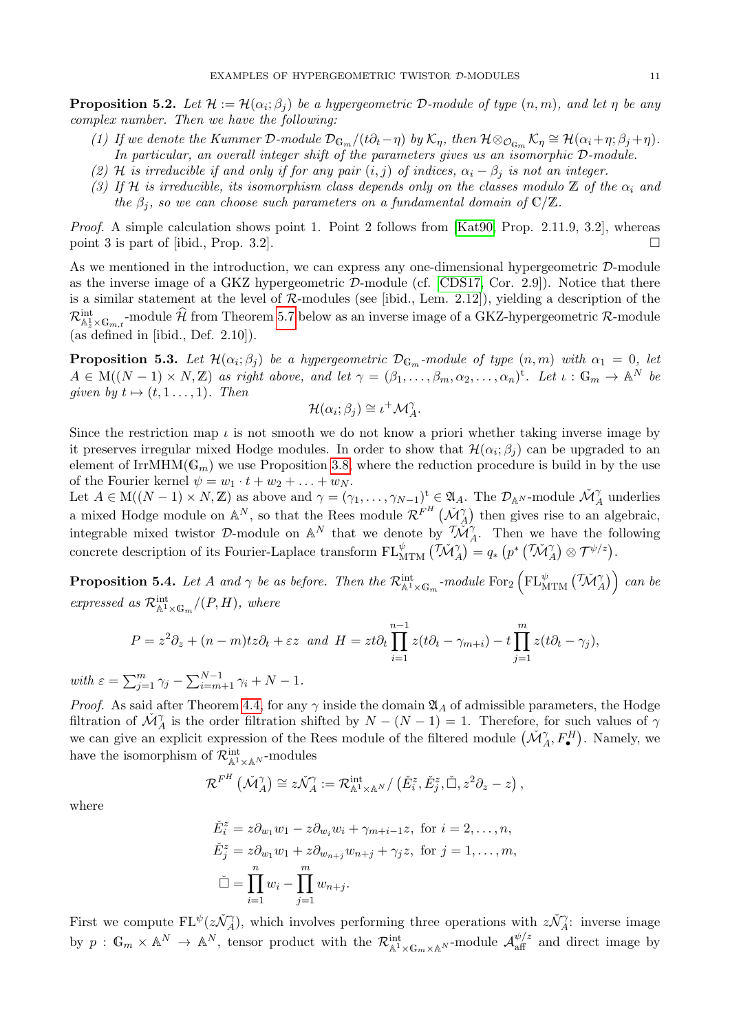**Proposition 5.2.** *Let $\mathcal{H} := \mathcal{H}(\alpha_i;\beta_j)$ be a hypergeometric $\mathcal{D}$-module of type $(n,m)$, and let $\eta$ be any complex number. Then we have the following:*

*(1) If we denote the Kummer $\mathcal{D}$-module $\mathcal{D}_{\mathbb{G}_m}/(t\partial_t-\eta)$ by $\mathcal{K}_\eta$, then $\mathcal{H}\otimes_{\mathcal{O}_{\mathbb{G}_m}}\mathcal{K}_\eta \cong \mathcal{H}(\alpha_i+\eta;\beta_j+\eta)$. In particular, an overall integer shift of the parameters gives us an isomorphic $\mathcal{D}$-module.*
*(2) $\mathcal{H}$ is irreducible if and only if for any pair $(i,j)$ of indices, $\alpha_i-\beta_j$ is not an integer.*
*(3) If $\mathcal{H}$ is irreducible, its isomorphism class depends only on the classes modulo $\mathbb{Z}$ of the $\alpha_i$ and the $\beta_j$, so we can choose such parameters on a fundamental domain of $\mathbb{C}/\mathbb{Z}$.*

*Proof.* A simple calculation shows point 1. Point 2 follows from [Kat90, Prop. 2.11.9, 3.2], whereas point 3 is part of [ibid., Prop. 3.2]. □

As we mentioned in the introduction, we can express any one-dimensional hypergeometric $\mathcal{D}$-module as the inverse image of a GKZ hypergeometric $\mathcal{D}$-module (cf. [CDS17, Cor. 2.9]). Notice that there is a similar statement at the level of $\mathcal{R}$-modules (see [ibid., Lem. 2.12]), yielding a description of the $\mathcal{R}^{\mathrm{int}}_{\mathbb{A}^1_z\times\mathbb{G}_{m,t}}$-module $\widehat{\mathcal{H}}$ from Theorem 5.7 below as an inverse image of a GKZ-hypergeometric $\mathcal{R}$-module (as defined in [ibid., Def. 2.10]).

**Proposition 5.3.** *Let $\mathcal{H}(\alpha_i;\beta_j)$ be a hypergeometric $\mathcal{D}_{\mathbb{G}_m}$-module of type $(n,m)$ with $\alpha_1=0$, let $A\in \mathrm{M}((N-1)\times N,\mathbb{Z})$ as right above, and let $\gamma=(\beta_1,\dots,\beta_m,\alpha_2,\dots,\alpha_n)^{\mathrm{t}}$. Let $\iota:\mathbb{G}_m\to\mathbb{A}^N$ be given by $t\mapsto(t,1\dots,1)$. Then*

$$\mathcal{H}(\alpha_i;\beta_j)\cong \iota^+\mathcal{M}^\gamma_A.$$

Since the restriction map $\iota$ is not smooth we do not know a priori whether taking inverse image by it preserves irregular mixed Hodge modules. In order to show that $\mathcal{H}(\alpha_i;\beta_j)$ can be upgraded to an element of $\mathrm{IrrMHM}(\mathbb{G}_m)$ we use Proposition 3.8, where the reduction procedure is build in by the use of the Fourier kernel $\psi = w_1\cdot t + w_2+\ldots+w_N$.
Let $A\in\mathrm{M}((N-1)\times N,\mathbb{Z})$ as above and $\gamma=(\gamma_1,\dots,\gamma_{N-1})^{\mathrm{t}}\in\mathfrak{A}_A$. The $\mathcal{D}_{\mathbb{A}^N}$-module $\check{\mathcal{M}}^\gamma_A$ underlies a mixed Hodge module on $\mathbb{A}^N$, so that the Rees module $\mathcal{R}^{F^H}\left(\check{\mathcal{M}}^\gamma_A\right)$ then gives rise to an algebraic, integrable mixed twistor $\mathcal{D}$-module on $\mathbb{A}^N$ that we denote by ${}^{\mathcal{T}}\!\check{\mathcal{M}}^\gamma_A$. Then we have the following concrete description of its Fourier-Laplace transform $\mathrm{FL}^\psi_{\mathrm{MTM}}\left({}^{\mathcal{T}}\!\check{\mathcal{M}}^\gamma_A\right)=q_*\left(p^*\left({}^{\mathcal{T}}\!\check{\mathcal{M}}^\gamma_A\right)\otimes\mathcal{T}^{\psi/z}\right)$.

**Proposition 5.4.** *Let $A$ and $\gamma$ be as before. Then the $\mathcal{R}^{\mathrm{int}}_{\mathbb{A}^1\times\mathbb{G}_m}$-module $\mathrm{For}_2\left(\mathrm{FL}^\psi_{\mathrm{MTM}}\left({}^{\mathcal{T}}\!\check{\mathcal{M}}^\gamma_A\right)\right)$ can be expressed as $\mathcal{R}^{\mathrm{int}}_{\mathbb{A}^1\times\mathbb{G}_m}/(P,H)$, where*

$$P=z^2\partial_z+(n-m)tz\partial_t+\varepsilon z \;\text{ and }\; H=zt\partial_t\prod_{i=1}^{n-1}z(t\partial_t-\gamma_{m+i})-t\prod_{j=1}^{m}z(t\partial_t-\gamma_j),$$

*with $\varepsilon=\sum_{j=1}^m\gamma_j-\sum_{i=m+1}^{N-1}\gamma_i+N-1$.*

*Proof.* As said after Theorem 4.4, for any $\gamma$ inside the domain $\mathfrak{A}_A$ of admissible parameters, the Hodge filtration of $\check{\mathcal{M}}^\gamma_A$ is the order filtration shifted by $N-(N-1)=1$. Therefore, for such values of $\gamma$ we can give an explicit expression of the Rees module of the filtered module $\left(\check{\mathcal{M}}^\gamma_A,F^H_\bullet\right)$. Namely, we have the isomorphism of $\mathcal{R}^{\mathrm{int}}_{\mathbb{A}^1\times\mathbb{A}^N}$-modules

$$\mathcal{R}^{F^H}\left(\check{\mathcal{M}}^\gamma_A\right)\cong z\check{\mathcal{N}}^\gamma_A:=\mathcal{R}^{\mathrm{int}}_{\mathbb{A}^1\times\mathbb{A}^N}/\left(\check{E}^z_i,\check{E}^z_j,\check{\Box},z^2\partial_z-z\right),$$

where

$$\begin{aligned}
\check{E}^z_i&=z\partial_{w_1}w_1-z\partial_{w_i}w_i+\gamma_{m+i-1}z,\ \text{for } i=2,\dots,n,\\
\check{E}^z_j&=z\partial_{w_1}w_1+z\partial_{w_{n+j}}w_{n+j}+\gamma_jz,\ \text{for } j=1,\dots,m,\\
\check{\Box}&=\prod_{i=1}^n w_i-\prod_{j=1}^m w_{n+j}.
\end{aligned}$$

First we compute $\mathrm{FL}^\psi(z\check{\mathcal{N}}^\gamma_A)$, which involves performing three operations with $z\check{\mathcal{N}}^\gamma_A$: inverse image by $p:\mathbb{G}_m\times\mathbb{A}^N\to\mathbb{A}^N$, tensor product with the $\mathcal{R}^{\mathrm{int}}_{\mathbb{A}^1\times\mathbb{G}_m\times\mathbb{A}^N}$-module $\mathcal{A}^{\psi/z}_{\mathrm{aff}}$ and direct image by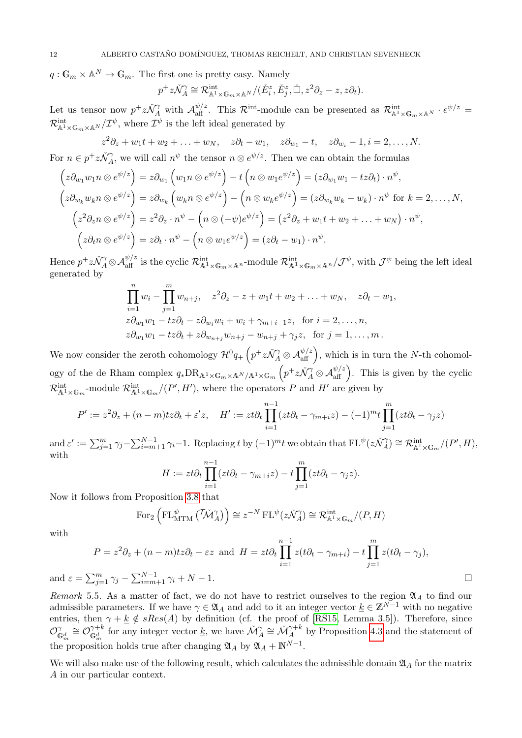$q : \mathbb{G}_m \times \mathbb{A}^N \to \mathbb{G}_m$. The first one is pretty easy. Namely

$$p^+ z\check{\mathcal{N}}_A^\gamma \cong \mathcal{R}^{\text{int}}_{\mathbb{A}^1\times\mathbb{G}_m\times\mathbb{A}^N}/(\check{E}_i^z, \check{E}_j^z, \check{\Box}, z^2\partial_z - z, z\partial_t).$$

Let us tensor now $p^+ z\check{\mathcal{N}}_A^\gamma$ with $\mathcal{A}_{\text{aff}}^{\psi/z}$. This $\mathcal{R}^{\text{int}}$-module can be presented as $\mathcal{R}^{\text{int}}_{\mathbb{A}^1\times\mathbb{G}_m\times\mathbb{A}^N}\cdot e^{\psi/z} = \mathcal{R}^{\text{int}}_{\mathbb{A}^1\times\mathbb{G}_m\times\mathbb{A}^N}/\mathcal{I}^\psi$, where $\mathcal{I}^\psi$ is the left ideal generated by

$$z^2\partial_z + w_1 t + w_2 + \ldots + w_N, \quad z\partial_t - w_1, \quad z\partial_{w_1} - t, \quad z\partial_{w_i} - 1, i = 2,\ldots,N.$$

For $n \in p^+ z\check{\mathcal{N}}_A^\gamma$, we will call $n^\psi$ the tensor $n\otimes e^{\psi/z}$. Then we can obtain the formulas

$$\begin{aligned}
\left(z\partial_{w_1} w_1 n\otimes e^{\psi/z}\right) &= z\partial_{w_1}\left(w_1 n\otimes e^{\psi/z}\right) - t\left(n\otimes w_1 e^{\psi/z}\right) = (z\partial_{w_1}w_1 - tz\partial_t)\cdot n^\psi,\\
\left(z\partial_{w_k} w_k n\otimes e^{\psi/z}\right) &= z\partial_{w_k}\left(w_k n\otimes e^{\psi/z}\right) - \left(n\otimes w_k e^{\psi/z}\right) = (z\partial_{w_k}w_k - w_k)\cdot n^\psi \text{ for } k = 2,\ldots,N,\\
\left(z^2\partial_z n\otimes e^{\psi/z}\right) &= z^2\partial_z\cdot n^\psi - \left(n\otimes(-\psi)e^{\psi/z}\right) = \left(z^2\partial_z + w_1 t + w_2 + \ldots + w_N\right)\cdot n^\psi,\\
\left(z\partial_t n\otimes e^{\psi/z}\right) &= z\partial_t\cdot n^\psi - \left(n\otimes w_1 e^{\psi/z}\right) = (z\partial_t - w_1)\cdot n^\psi.
\end{aligned}$$

Hence $p^+ z\check{\mathcal{N}}_A^\gamma\otimes\mathcal{A}_{\text{aff}}^{\psi/z}$ is the cyclic $\mathcal{R}^{\text{int}}_{\mathbb{A}^1\times\mathbb{G}_m\times\mathbb{A}^n}$-module $\mathcal{R}^{\text{int}}_{\mathbb{A}^1\times\mathbb{G}_m\times\mathbb{A}^n}/\mathcal{J}^\psi$, with $\mathcal{J}^\psi$ being the left ideal generated by

$$\begin{aligned}
&\prod_{i=1}^n w_i - \prod_{j=1}^m w_{n+j}, \quad z^2\partial_z - z + w_1 t + w_2 + \ldots + w_N, \quad z\partial_t - w_1,\\
&z\partial_{w_1}w_1 - tz\partial_t - z\partial_{w_i}w_i + w_i + \gamma_{m+i-1}z, \quad \text{for } i = 2,\ldots,n,\\
&z\partial_{w_1}w_1 - tz\partial_t + z\partial_{w_{n+j}}w_{n+j} - w_{n+j} + \gamma_j z, \quad \text{for } j = 1,\ldots,m\,.
\end{aligned}$$

We now consider the zeroth cohomology $\mathcal{H}^0 q_+\left(p^+ z\check{\mathcal{N}}_A^\gamma\otimes\mathcal{A}_{\text{aff}}^{\psi/z}\right)$, which is in turn the $N$-th cohomology of the de Rham complex $q_*\mathrm{DR}_{\mathbb{A}^1\times\mathbb{G}_m\times\mathbb{A}^N/\mathbb{A}^1\times\mathbb{G}_m}\left(p^+ z\check{\mathcal{N}}_A^\gamma\otimes\mathcal{A}_{\text{aff}}^{\psi/z}\right)$. This is given by the cyclic $\mathcal{R}^{\text{int}}_{\mathbb{A}^1\times\mathbb{G}_m}$-module $\mathcal{R}^{\text{int}}_{\mathbb{A}^1\times\mathbb{G}_m}/(P', H')$, where the operators $P$ and $H'$ are given by

$$P' := z^2\partial_z + (n-m)tz\partial_t + \varepsilon' z, \quad H' := zt\partial_t\prod_{i=1}^{n-1}(zt\partial_t - \gamma_{m+i}z) - (-1)^m t\prod_{j=1}^m(zt\partial_t - \gamma_j z)$$

and $\varepsilon' := \sum_{j=1}^m\gamma_j - \sum_{i=m+1}^{N-1}\gamma_i - 1$. Replacing $t$ by $(-1)^m t$ we obtain that $\mathrm{FL}^\psi(z\check{\mathcal{N}}_A^\gamma)\cong\mathcal{R}^{\text{int}}_{\mathbb{A}^1\times\mathbb{G}_m}/(P', H)$, with

$$H := zt\partial_t\prod_{i=1}^{n-1}(zt\partial_t - \gamma_{m+i}z) - t\prod_{j=1}^m(zt\partial_t - \gamma_j z).$$

Now it follows from Proposition 3.8 that

$$\mathrm{For}_2\left(\mathrm{FL}^\psi_{\mathrm{MTM}}\left({}^{\mathcal{T}}\!\check{\mathcal{M}}_A^\gamma\right)\right)\cong z^{-N}\,\mathrm{FL}^\psi(z\check{\mathcal{N}}_A^\gamma)\cong\mathcal{R}^{\text{int}}_{\mathbb{A}^1\times\mathbb{G}_m}/(P,H)$$

with

$$P = z^2\partial_z + (n-m)tz\partial_t + \varepsilon z \text{ and } H = zt\partial_t\prod_{i=1}^{n-1}z(t\partial_t - \gamma_{m+i}) - t\prod_{j=1}^m z(t\partial_t - \gamma_j),$$

and $\varepsilon = \sum_{j=1}^m\gamma_j - \sum_{i=m+1}^{N-1}\gamma_i + N - 1$. $\square$

*Remark* 5.5. As a matter of fact, we do not have to restrict ourselves to the region $\mathfrak{A}_A$ to find our admissible parameters. If we have $\gamma\in\mathfrak{A}_A$ and add to it an integer vector $\underline{k}\in\mathbb{Z}^{N-1}$ with no negative entries, then $\gamma + \underline{k}\notin sRes(A)$ by definition (cf. the proof of [RS15, Lemma 3.5]). Therefore, since $\mathcal{O}^\gamma_{\mathbb{G}_m^d}\cong\mathcal{O}^{\gamma+\underline{k}}_{\mathbb{G}_m^d}$ for any integer vector $\underline{k}$, we have $\check{\mathcal{M}}_A^\gamma\cong\check{\mathcal{M}}_A^{\gamma+\underline{k}}$ by Proposition 4.3 and the statement of the proposition holds true after changing $\mathfrak{A}_A$ by $\mathfrak{A}_A + \mathbb{N}^{N-1}$.

We will also make use of the following result, which calculates the admissible domain $\mathfrak{A}_A$ for the matrix $A$ in our particular context.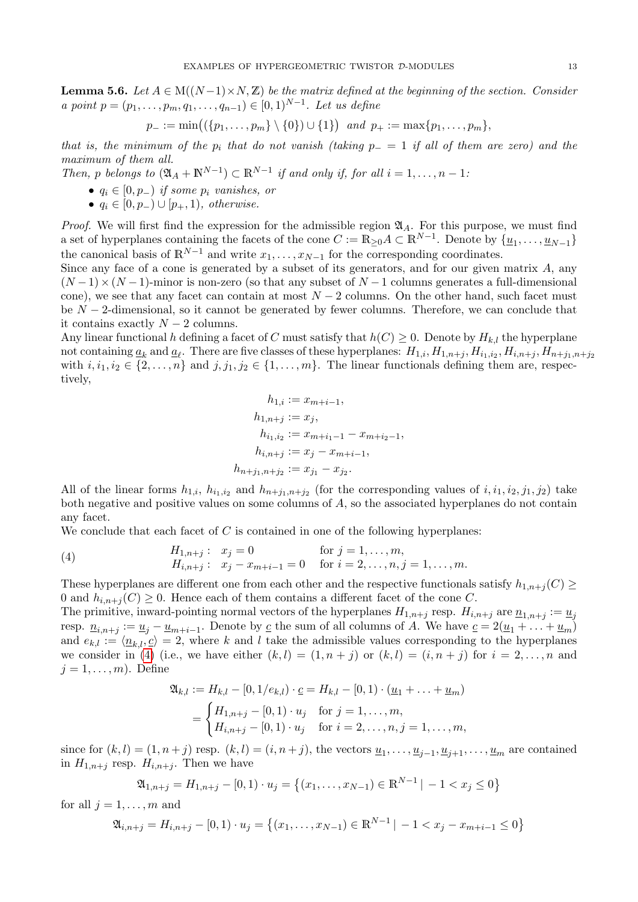**Lemma 5.6.** *Let $A \in \mathrm{M}((N-1)\times N, \mathbb{Z})$ be the matrix defined at the beginning of the section. Consider a point $p = (p_1, \ldots, p_m, q_1, \ldots, q_{n-1}) \in [0,1)^{N-1}$. Let us define*

$$p_- := \min\big(\{p_1, \ldots, p_m\} \setminus \{0\}) \cup \{1\}\big) \ \ \text{and} \ \ p_+ := \max\{p_1, \ldots, p_m\},$$

*that is, the minimum of the $p_i$ that do not vanish (taking $p_- = 1$ if all of them are zero) and the maximum of them all.*

*Then, $p$ belongs to $(\mathfrak{A}_A + \mathbb{N}^{N-1}) \subset \mathbb{R}^{N-1}$ if and only if, for all $i = 1, \ldots, n-1$:*

- *$q_i \in [0, p_-)$ if some $p_i$ vanishes, or*
- *$q_i \in [0, p_-) \cup [p_+, 1)$, otherwise.*

*Proof.* We will first find the expression for the admissible region $\mathfrak{A}_A$. For this purpose, we must find a set of hyperplanes containing the facets of the cone $C := \mathbb{R}_{\geq 0} A \subset \mathbb{R}^{N-1}$. Denote by $\{\underline{u}_1, \ldots, \underline{u}_{N-1}\}$ the canonical basis of $\mathbb{R}^{N-1}$ and write $x_1, \ldots, x_{N-1}$ for the corresponding coordinates.

Since any face of a cone is generated by a subset of its generators, and for our given matrix $A$, any $(N-1)\times(N-1)$-minor is non-zero (so that any subset of $N-1$ columns generates a full-dimensional cone), we see that any facet can contain at most $N-2$ columns. On the other hand, such facet must be $N-2$-dimensional, so it cannot be generated by fewer columns. Therefore, we can conclude that it contains exactly $N-2$ columns.

Any linear functional $h$ defining a facet of $C$ must satisfy that $h(C) \geq 0$. Denote by $H_{k,l}$ the hyperplane not containing $\underline{a}_k$ and $\underline{a}_\ell$. There are five classes of these hyperplanes: $H_{1,i}, H_{1,n+j}, H_{i_1,i_2}, H_{i,n+j}, H_{n+j_1,n+j_2}$ with $i, i_1, i_2 \in \{2, \ldots, n\}$ and $j, j_1, j_2 \in \{1, \ldots, m\}$. The linear functionals defining them are, respectively,

$$\begin{aligned}
h_{1,i} &:= x_{m+i-1}, \\
h_{1,n+j} &:= x_j, \\
h_{i_1,i_2} &:= x_{m+i_1-1} - x_{m+i_2-1}, \\
h_{i,n+j} &:= x_j - x_{m+i-1}, \\
h_{n+j_1,n+j_2} &:= x_{j_1} - x_{j_2}.
\end{aligned}$$

All of the linear forms $h_{1,i}$, $h_{i_1,i_2}$ and $h_{n+j_1,n+j_2}$ (for the corresponding values of $i, i_1, i_2, j_1, j_2$) take both negative and positive values on some columns of $A$, so the associated hyperplanes do not contain any facet.

We conclude that each facet of $C$ is contained in one of the following hyperplanes:

$$\begin{array}{lll}
H_{1,n+j}: & x_j = 0 & \text{for } j = 1, \ldots, m, \\
H_{i,n+j}: & x_j - x_{m+i-1} = 0 & \text{for } i = 2, \ldots, n, j = 1, \ldots, m.
\end{array} \tag{4}$$

These hyperplanes are different one from each other and the respective functionals satisfy $h_{1,n+j}(C) \geq 0$ and $h_{i,n+j}(C) \geq 0$. Hence each of them contains a different facet of the cone $C$.

The primitive, inward-pointing normal vectors of the hyperplanes $H_{1,n+j}$ resp. $H_{i,n+j}$ are $\underline{n}_{1,n+j} := \underline{u}_j$ resp. $\underline{n}_{i,n+j} := \underline{u}_j - \underline{u}_{m+i-1}$. Denote by $\underline{c}$ the sum of all columns of $A$. We have $\underline{c} = 2(\underline{u}_1 + \ldots + \underline{u}_m)$ and $e_{k,l} := \langle \underline{n}_{k,l}, \underline{c} \rangle = 2$, where $k$ and $l$ take the admissible values corresponding to the hyperplanes we consider in (4) (i.e., we have either $(k,l) = (1, n+j)$ or $(k,l) = (i, n+j)$ for $i = 2, \ldots, n$ and $j = 1, \ldots, m$). Define

$$\begin{aligned}
\mathfrak{A}_{k,l} &:= H_{k,l} - [0, 1/e_{k,l}) \cdot \underline{c} = H_{k,l} - [0,1) \cdot (\underline{u}_1 + \ldots + \underline{u}_m) \\
&= \begin{cases} H_{1,n+j} - [0,1) \cdot u_j & \text{for } j = 1, \ldots, m, \\ H_{i,n+j} - [0,1) \cdot u_j & \text{for } i = 2, \ldots, n, j = 1, \ldots, m, \end{cases}
\end{aligned}$$

since for $(k,l) = (1, n+j)$ resp. $(k,l) = (i, n+j)$, the vectors $\underline{u}_1, \ldots, \underline{u}_{j-1}, \underline{u}_{j+1}, \ldots, \underline{u}_m$ are contained in $H_{1,n+j}$ resp. $H_{i,n+j}$. Then we have

$$\mathfrak{A}_{1,n+j} = H_{1,n+j} - [0,1) \cdot u_j = \big\{(x_1, \ldots, x_{N-1}) \in \mathbb{R}^{N-1} \mid -1 < x_j \leq 0\big\}$$

for all $j = 1, \ldots, m$ and

$$\mathfrak{A}_{i,n+j} = H_{i,n+j} - [0,1) \cdot u_j = \big\{(x_1, \ldots, x_{N-1}) \in \mathbb{R}^{N-1} \mid -1 < x_j - x_{m+i-1} \leq 0\big\}$$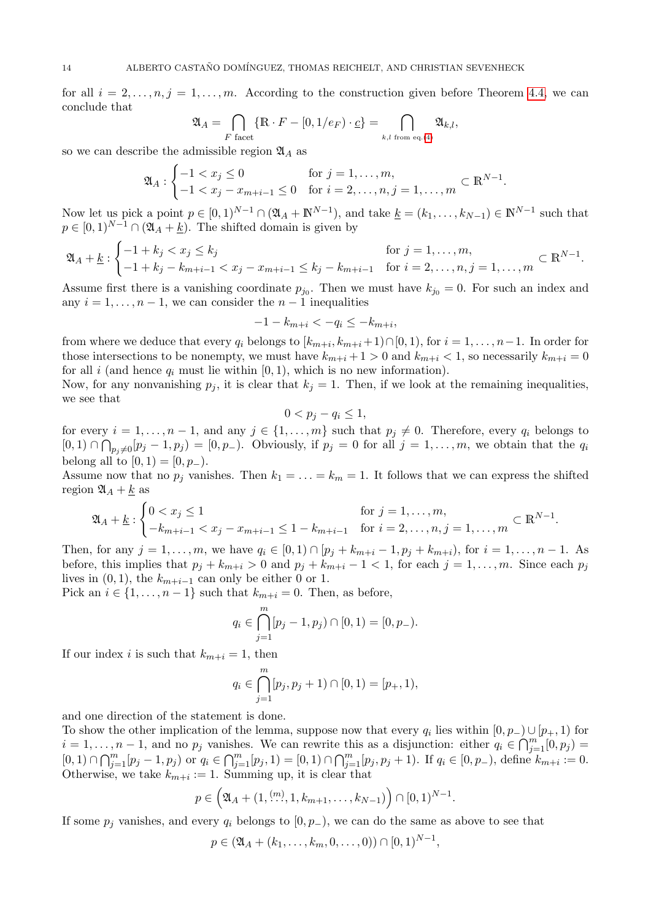for all $i = 2, \ldots, n, j = 1, \ldots, m$. According to the construction given before Theorem 4.4, we can conclude that

$$\mathfrak{A}_A = \bigcap_{F \text{ facet}} \{\mathbb{R} \cdot F - [0, 1/e_F) \cdot \underline{c}\} = \bigcap_{k,l \text{ from eq. (4)}} \mathfrak{A}_{k,l},$$

so we can describe the admissible region $\mathfrak{A}_A$ as

$$\mathfrak{A}_A : \begin{cases} -1 < x_j \leq 0 & \text{for } j = 1, \ldots, m, \\ -1 < x_j - x_{m+i-1} \leq 0 & \text{for } i = 2, \ldots, n, j = 1, \ldots, m \end{cases} \subset \mathbb{R}^{N-1}.$$

Now let us pick a point $p \in [0,1)^{N-1} \cap (\mathfrak{A}_A + \mathbb{N}^{N-1})$, and take $\underline{k} = (k_1, \ldots, k_{N-1}) \in \mathbb{N}^{N-1}$ such that $p \in [0,1)^{N-1} \cap (\mathfrak{A}_A + \underline{k})$. The shifted domain is given by

$$\mathfrak{A}_A + \underline{k} : \begin{cases} -1 + k_j < x_j \leq k_j & \text{for } j = 1, \ldots, m, \\ -1 + k_j - k_{m+i-1} < x_j - x_{m+i-1} \leq k_j - k_{m+i-1} & \text{for } i = 2, \ldots, n, j = 1, \ldots, m \end{cases} \subset \mathbb{R}^{N-1}.$$

Assume first there is a vanishing coordinate $p_{j_0}$. Then we must have $k_{j_0} = 0$. For such an index and any $i = 1, \ldots, n-1$, we can consider the $n-1$ inequalities

$$-1 - k_{m+i} < -q_i \leq -k_{m+i},$$

from where we deduce that every $q_i$ belongs to $[k_{m+i}, k_{m+i}+1) \cap [0,1)$, for $i = 1, \ldots, n-1$. In order for those intersections to be nonempty, we must have $k_{m+i} + 1 > 0$ and $k_{m+i} < 1$, so necessarily $k_{m+i} = 0$ for all $i$ (and hence $q_i$ must lie within $[0,1)$, which is no new information).

Now, for any nonvanishing $p_j$, it is clear that $k_j = 1$. Then, if we look at the remaining inequalities, we see that

$$0 < p_j - q_i \leq 1,$$

for every $i = 1, \ldots, n-1$, and any $j \in \{1, \ldots, m\}$ such that $p_j \neq 0$. Therefore, every $q_i$ belongs to $[0,1) \cap \bigcap_{p_j \neq 0} [p_j - 1, p_j) = [0, p_-)$. Obviously, if $p_j = 0$ for all $j = 1, \ldots, m$, we obtain that the $q_i$ belong all to $[0,1) = [0, p_-)$.

Assume now that no $p_j$ vanishes. Then $k_1 = \ldots = k_m = 1$. It follows that we can express the shifted region $\mathfrak{A}_A + \underline{k}$ as

$$\mathfrak{A}_A + \underline{k} : \begin{cases} 0 < x_j \leq 1 & \text{for } j = 1, \ldots, m, \\ -k_{m+i-1} < x_j - x_{m+i-1} \leq 1 - k_{m+i-1} & \text{for } i = 2, \ldots, n, j = 1, \ldots, m \end{cases} \subset \mathbb{R}^{N-1}.$$

Then, for any $j = 1, \ldots, m$, we have $q_i \in [0,1) \cap [p_j + k_{m+i} - 1, p_j + k_{m+i})$, for $i = 1, \ldots, n-1$. As before, this implies that $p_j + k_{m+i} > 0$ and $p_j + k_{m+i} - 1 < 1$, for each $j = 1, \ldots, m$. Since each $p_j$ lives in $(0,1)$, the $k_{m+i-1}$ can only be either 0 or 1.

Pick an $i \in \{1, \ldots, n-1\}$ such that $k_{m+i} = 0$. Then, as before,

$$q_i \in \bigcap_{j=1}^{m} [p_j - 1, p_j) \cap [0,1) = [0, p_-).$$

If our index $i$ is such that $k_{m+i} = 1$, then

$$q_i \in \bigcap_{j=1}^{m} [p_j, p_j + 1) \cap [0,1) = [p_+, 1),$$

and one direction of the statement is done.

To show the other implication of the lemma, suppose now that every $q_i$ lies within $[0, p_-) \cup [p_+, 1)$ for $i = 1, \ldots, n-1$, and no $p_j$ vanishes. We can rewrite this as a disjunction: either $q_i \in \bigcap_{j=1}^{m} [0, p_j) = [0,1) \cap \bigcap_{j=1}^{m} [p_j - 1, p_j)$ or $q_i \in \bigcap_{j=1}^{m} [p_j, 1) = [0,1) \cap \bigcap_{j=1}^{m} [p_j, p_j + 1)$. If $q_i \in [0, p_-)$, define $k_{m+i} := 0$. Otherwise, we take $k_{m+i} := 1$. Summing up, it is clear that

$$p \in \left(\mathfrak{A}_A + (1, \overset{(m)}{\ldots}, 1, k_{m+1}, \ldots, k_{N-1})\right) \cap [0,1)^{N-1}.$$

If some $p_j$ vanishes, and every $q_i$ belongs to $[0, p_-)$, we can do the same as above to see that

$$p \in (\mathfrak{A}_A + (k_1, \ldots, k_m, 0, \ldots, 0)) \cap [0,1)^{N-1},$$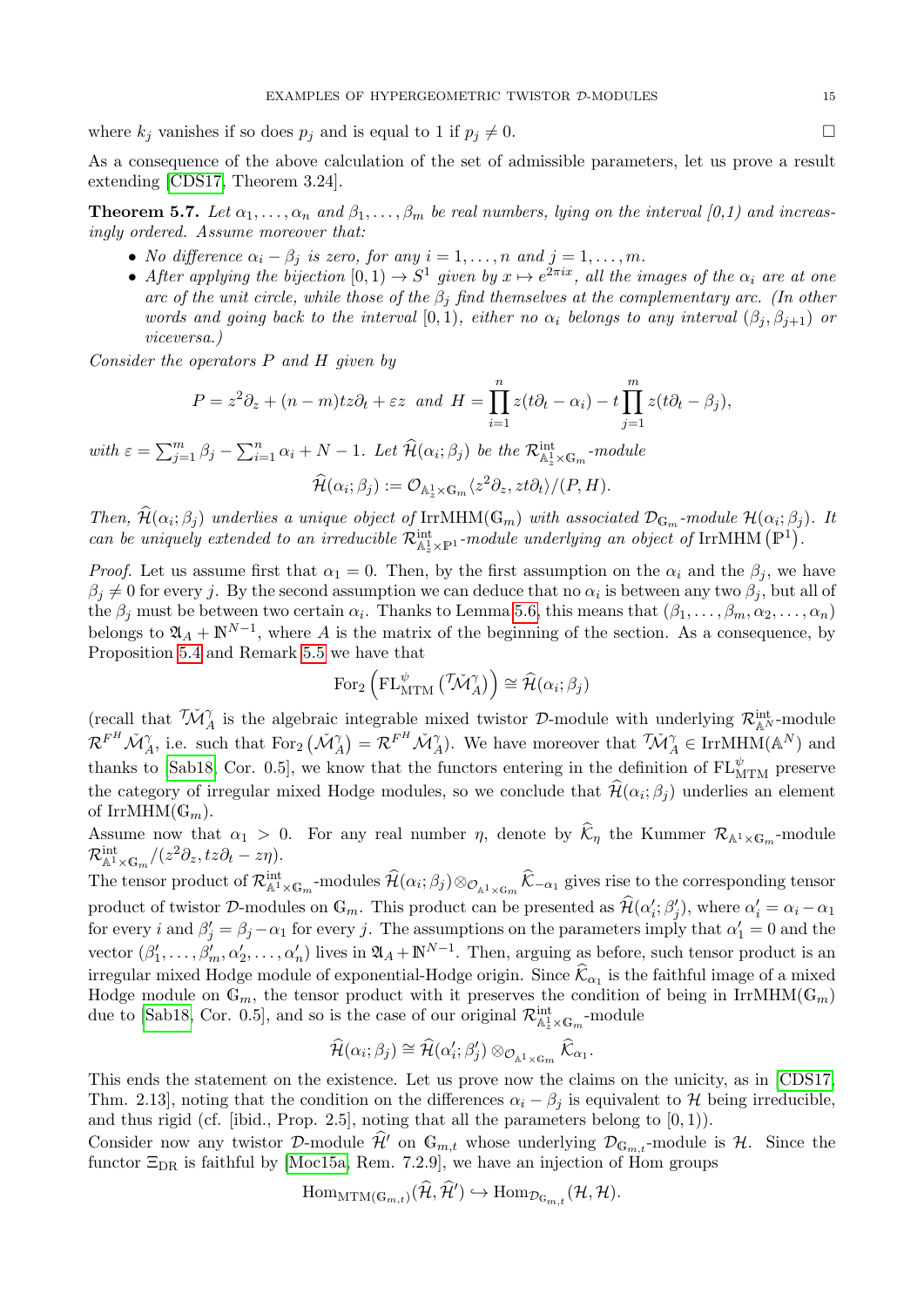where $k_j$ vanishes if so does $p_j$ and is equal to 1 if $p_j \neq 0$. □

As a consequence of the above calculation of the set of admissible parameters, let us prove a result extending [CDS17, Theorem 3.24].

**Theorem 5.7.** *Let $\alpha_1, \ldots, \alpha_n$ and $\beta_1, \ldots, \beta_m$ be real numbers, lying on the interval [0,1) and increasingly ordered. Assume moreover that:*

- *No difference $\alpha_i - \beta_j$ is zero, for any $i = 1, \ldots, n$ and $j = 1, \ldots, m$.*
- *After applying the bijection $[0,1) \to S^1$ given by $x \mapsto e^{2\pi i x}$, all the images of the $\alpha_i$ are at one arc of the unit circle, while those of the $\beta_j$ find themselves at the complementary arc. (In other words and going back to the interval $[0,1)$, either no $\alpha_i$ belongs to any interval $(\beta_j, \beta_{j+1})$ or viceversa.)*

*Consider the operators $P$ and $H$ given by*

$$P = z^2\partial_z + (n-m)tz\partial_t + \varepsilon z \quad \text{and} \quad H = \prod_{i=1}^{n} z(t\partial_t - \alpha_i) - t\prod_{j=1}^{m} z(t\partial_t - \beta_j),$$

*with $\varepsilon = \sum_{j=1}^{m} \beta_j - \sum_{i=1}^{n} \alpha_i + N - 1$. Let $\widehat{\mathcal{H}}(\alpha_i;\beta_j)$ be the $\mathcal{R}^{\mathrm{int}}_{\mathbb{A}^1_z \times \mathbb{G}_m}$-module*

$$\widehat{\mathcal{H}}(\alpha_i;\beta_j) := \mathcal{O}_{\mathbb{A}^1_z \times \mathbb{G}_m}\langle z^2\partial_z, zt\partial_t\rangle/(P,H).$$

*Then, $\widehat{\mathcal{H}}(\alpha_i;\beta_j)$ underlies a unique object of $\mathrm{IrrMHM}(\mathbb{G}_m)$ with associated $\mathcal{D}_{\mathbb{G}_m}$-module $\mathcal{H}(\alpha_i;\beta_j)$. It can be uniquely extended to an irreducible $\mathcal{R}^{\mathrm{int}}_{\mathbb{A}^1_z \times \mathbb{P}^1}$-module underlying an object of $\mathrm{IrrMHM}\left(\mathbb{P}^1\right)$.*

*Proof.* Let us assume first that $\alpha_1 = 0$. Then, by the first assumption on the $\alpha_i$ and the $\beta_j$, we have $\beta_j \neq 0$ for every $j$. By the second assumption we can deduce that no $\alpha_i$ is between any two $\beta_j$, but all of the $\beta_j$ must be between two certain $\alpha_i$. Thanks to Lemma 5.6, this means that $(\beta_1, \ldots, \beta_m, \alpha_2, \ldots, \alpha_n)$ belongs to $\mathfrak{A}_A + \mathbb{N}^{N-1}$, where $A$ is the matrix of the beginning of the section. As a consequence, by Proposition 5.4 and Remark 5.5 we have that

$$\mathrm{For}_2\left(\mathrm{FL}^{\psi}_{\mathrm{MTM}}\left({}^{\mathcal{T}}\check{\mathcal{M}}^{\gamma}_A\right)\right) \cong \widehat{\mathcal{H}}(\alpha_i;\beta_j)$$

(recall that ${}^{\mathcal{T}}\check{\mathcal{M}}^{\gamma}_A$ is the algebraic integrable mixed twistor $\mathcal{D}$-module with underlying $\mathcal{R}^{\mathrm{int}}_{\mathbb{A}^N}$-module $\mathcal{R}^{F^H}\check{\mathcal{M}}^{\gamma}_A$, i.e. such that $\mathrm{For}_2\left(\check{\mathcal{M}}^{\gamma}_A\right) = \mathcal{R}^{F^H}\check{\mathcal{M}}^{\gamma}_A$). We have moreover that ${}^{\mathcal{T}}\check{\mathcal{M}}^{\gamma}_A \in \mathrm{IrrMHM}(\mathbb{A}^N)$ and thanks to [Sab18, Cor. 0.5], we know that the functors entering in the definition of $\mathrm{FL}^{\psi}_{\mathrm{MTM}}$ preserve the category of irregular mixed Hodge modules, so we conclude that $\widehat{\mathcal{H}}(\alpha_i;\beta_j)$ underlies an element of $\mathrm{IrrMHM}(\mathbb{G}_m)$.

Assume now that $\alpha_1 > 0$. For any real number $\eta$, denote by $\widehat{\mathcal{K}}_\eta$ the Kummer $\mathcal{R}_{\mathbb{A}^1 \times \mathbb{G}_m}$-module $\mathcal{R}^{\mathrm{int}}_{\mathbb{A}^1 \times \mathbb{G}_m}/(z^2\partial_z, tz\partial_t - z\eta)$.

The tensor product of $\mathcal{R}^{\mathrm{int}}_{\mathbb{A}^1 \times \mathbb{G}_m}$-modules $\widehat{\mathcal{H}}(\alpha_i;\beta_j) \otimes_{\mathcal{O}_{\mathbb{A}^1 \times \mathbb{G}_m}} \widehat{\mathcal{K}}_{-\alpha_1}$ gives rise to the corresponding tensor product of twistor $\mathcal{D}$-modules on $\mathbb{G}_m$. This product can be presented as $\widehat{\mathcal{H}}(\alpha'_i;\beta'_j)$, where $\alpha'_i = \alpha_i - \alpha_1$ for every $i$ and $\beta'_j = \beta_j - \alpha_1$ for every $j$. The assumptions on the parameters imply that $\alpha'_1 = 0$ and the vector $(\beta'_1, \ldots, \beta'_m, \alpha'_2, \ldots, \alpha'_n)$ lives in $\mathfrak{A}_A + \mathbb{N}^{N-1}$. Then, arguing as before, such tensor product is an irregular mixed Hodge module of exponential-Hodge origin. Since $\widehat{\mathcal{K}}_{\alpha_1}$ is the faithful image of a mixed Hodge module on $\mathbb{G}_m$, the tensor product with it preserves the condition of being in $\mathrm{IrrMHM}(\mathbb{G}_m)$ due to [Sab18, Cor. 0.5], and so is the case of our original $\mathcal{R}^{\mathrm{int}}_{\mathbb{A}^1_z \times \mathbb{G}_m}$-module

$$\widehat{\mathcal{H}}(\alpha_i;\beta_j) \cong \widehat{\mathcal{H}}(\alpha'_i;\beta'_j) \otimes_{\mathcal{O}_{\mathbb{A}^1 \times \mathbb{G}_m}} \widehat{\mathcal{K}}_{\alpha_1}.$$

This ends the statement on the existence. Let us prove now the claims on the unicity, as in [CDS17, Thm. 2.13], noting that the condition on the differences $\alpha_i - \beta_j$ is equivalent to $\mathcal{H}$ being irreducible, and thus rigid (cf. [ibid., Prop. 2.5], noting that all the parameters belong to $[0,1)$).

Consider now any twistor $\mathcal{D}$-module $\widehat{\mathcal{H}}'$ on $\mathbb{G}_{m,t}$ whose underlying $\mathcal{D}_{\mathbb{G}_{m,t}}$-module is $\mathcal{H}$. Since the functor $\Xi_{\mathrm{DR}}$ is faithful by [Moc15a, Rem. 7.2.9], we have an injection of Hom groups

$$\mathrm{Hom}_{\mathrm{MTM}(\mathbb{G}_{m,t})}(\widehat{\mathcal{H}}, \widehat{\mathcal{H}}') \hookrightarrow \mathrm{Hom}_{\mathcal{D}_{\mathbb{G}_{m,t}}}(\mathcal{H}, \mathcal{H}).$$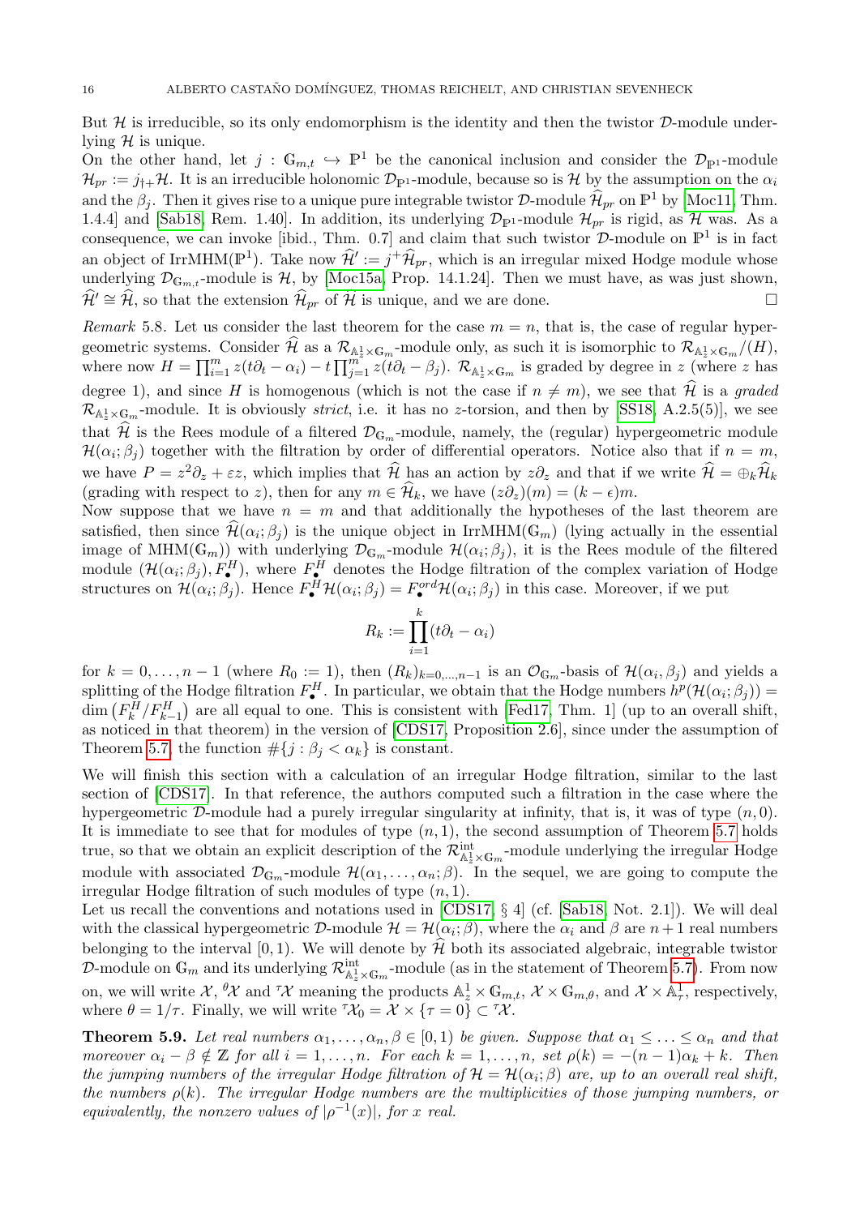But $\mathcal{H}$ is irreducible, so its only endomorphism is the identity and then the twistor $\mathcal{D}$-module underlying $\mathcal{H}$ is unique.

On the other hand, let $j : \mathbb{G}_{m,t} \hookrightarrow \mathbb{P}^1$ be the canonical inclusion and consider the $\mathcal{D}_{\mathbb{P}^1}$-module $\mathcal{H}_{pr} := j_{\dagger+}\mathcal{H}$. It is an irreducible holonomic $\mathcal{D}_{\mathbb{P}^1}$-module, because so is $\mathcal{H}$ by the assumption on the $\alpha_i$ and the $\beta_j$. Then it gives rise to a unique pure integrable twistor $\mathcal{D}$-module $\widehat{\mathcal{H}}_{pr}$ on $\mathbb{P}^1$ by [Moc11, Thm. 1.4.4] and [Sab18, Rem. 1.40]. In addition, its underlying $\mathcal{D}_{\mathbb{P}^1}$-module $\mathcal{H}_{pr}$ is rigid, as $\mathcal{H}$ was. As a consequence, we can invoke [ibid., Thm. 0.7] and claim that such twistor $\mathcal{D}$-module on $\mathbb{P}^1$ is in fact an object of $\mathrm{IrrMHM}(\mathbb{P}^1)$. Take now $\widehat{\mathcal{H}}' := j^+\widehat{\mathcal{H}}_{pr}$, which is an irregular mixed Hodge module whose underlying $\mathcal{D}_{\mathbb{G}_{m,t}}$-module is $\mathcal{H}$, by [Moc15a, Prop. 14.1.24]. Then we must have, as was just shown, $\widehat{\mathcal{H}}' \cong \widehat{\mathcal{H}}$, so that the extension $\widehat{\mathcal{H}}_{pr}$ of $\widehat{\mathcal{H}}$ is unique, and we are done. □

*Remark* 5.8. Let us consider the last theorem for the case $m = n$, that is, the case of regular hypergeometric systems. Consider $\widehat{\mathcal{H}}$ as a $\mathcal{R}_{\mathbb{A}^1_z\times\mathbb{G}_m}$-module only, as such it is isomorphic to $\mathcal{R}_{\mathbb{A}^1_z\times\mathbb{G}_m}/(H)$, where now $H = \prod_{i=1}^m z(t\partial_t - \alpha_i) - t\prod_{j=1}^m z(t\partial_t - \beta_j)$. $\mathcal{R}_{\mathbb{A}^1_z\times\mathbb{G}_m}$ is graded by degree in $z$ (where $z$ has degree 1), and since $H$ is homogenous (which is not the case if $n \neq m$), we see that $\widehat{\mathcal{H}}$ is a *graded* $\mathcal{R}_{\mathbb{A}^1_z\times\mathbb{G}_m}$-module. It is obviously *strict*, i.e. it has no $z$-torsion, and then by [SS18, A.2.5(5)], we see that $\widehat{\mathcal{H}}$ is the Rees module of a filtered $\mathcal{D}_{\mathbb{G}_m}$-module, namely, the (regular) hypergeometric module $\mathcal{H}(\alpha_i;\beta_j)$ together with the filtration by order of differential operators. Notice also that if $n = m$, we have $P = z^2\partial_z + \varepsilon z$, which implies that $\widehat{\mathcal{H}}$ has an action by $z\partial_z$ and that if we write $\widehat{\mathcal{H}} = \oplus_k \widehat{\mathcal{H}}_k$ (grading with respect to $z$), then for any $m \in \widehat{\mathcal{H}}_k$, we have $(z\partial_z)(m) = (k-\epsilon)m$.

Now suppose that we have $n = m$ and that additionally the hypotheses of the last theorem are satisfied, then since $\widehat{\mathcal{H}}(\alpha_i;\beta_j)$ is the unique object in $\mathrm{IrrMHM}(\mathbb{G}_m)$ (lying actually in the essential image of $\mathrm{MHM}(\mathbb{G}_m)$) with underlying $\mathcal{D}_{\mathbb{G}_m}$-module $\mathcal{H}(\alpha_i;\beta_j)$, it is the Rees module of the filtered module $(\mathcal{H}(\alpha_i;\beta_j), F^H_\bullet)$, where $F^H_\bullet$ denotes the Hodge filtration of the complex variation of Hodge structures on $\mathcal{H}(\alpha_i;\beta_j)$. Hence $F^H_\bullet\mathcal{H}(\alpha_i;\beta_j) = F^{ord}_\bullet\mathcal{H}(\alpha_i;\beta_j)$ in this case. Moreover, if we put

$$R_k := \prod_{i=1}^{k}(t\partial_t - \alpha_i)$$

for $k = 0,\ldots,n-1$ (where $R_0 := 1$), then $(R_k)_{k=0,\ldots,n-1}$ is an $\mathcal{O}_{\mathbb{G}_m}$-basis of $\mathcal{H}(\alpha_i,\beta_j)$ and yields a splitting of the Hodge filtration $F^H_\bullet$. In particular, we obtain that the Hodge numbers $h^p(\mathcal{H}(\alpha_i;\beta_j)) = \dim\left(F^H_k/F^H_{k-1}\right)$ are all equal to one. This is consistent with [Fed17, Thm. 1] (up to an overall shift, as noticed in that theorem) in the version of [CDS17, Proposition 2.6], since under the assumption of Theorem 5.7, the function $\#\{j : \beta_j < \alpha_k\}$ is constant.

We will finish this section with a calculation of an irregular Hodge filtration, similar to the last section of [CDS17]. In that reference, the authors computed such a filtration in the case where the hypergeometric $\mathcal{D}$-module had a purely irregular singularity at infinity, that is, it was of type $(n,0)$. It is immediate to see that for modules of type $(n,1)$, the second assumption of Theorem 5.7 holds true, so that we obtain an explicit description of the $\mathcal{R}^{\mathrm{int}}_{\mathbb{A}^1_z\times\mathbb{G}_m}$-module underlying the irregular Hodge module with associated $\mathcal{D}_{\mathbb{G}_m}$-module $\mathcal{H}(\alpha_1,\ldots,\alpha_n;\beta)$. In the sequel, we are going to compute the irregular Hodge filtration of such modules of type $(n,1)$.

Let us recall the conventions and notations used in [CDS17, § 4] (cf. [Sab18, Not. 2.1]). We will deal with the classical hypergeometric $\mathcal{D}$-module $\mathcal{H} = \mathcal{H}(\alpha_i;\beta)$, where the $\alpha_i$ and $\beta$ are $n+1$ real numbers belonging to the interval $[0,1)$. We will denote by $\widehat{\mathcal{H}}$ both its associated algebraic, integrable twistor $\mathcal{D}$-module on $\mathbb{G}_m$ and its underlying $\mathcal{R}^{\mathrm{int}}_{\mathbb{A}^1_z\times\mathbb{G}_m}$-module (as in the statement of Theorem 5.7). From now on, we will write $\mathcal{X}$, ${}^\theta\mathcal{X}$ and ${}^\tau\mathcal{X}$ meaning the products $\mathbb{A}^1_z\times\mathbb{G}_{m,t}$, $\mathcal{X}\times\mathbb{G}_{m,\theta}$, and $\mathcal{X}\times\mathbb{A}^1_\tau$, respectively, where $\theta = 1/\tau$. Finally, we will write ${}^\tau\mathcal{X}_0 = \mathcal{X}\times\{\tau = 0\} \subset {}^\tau\mathcal{X}$.

**Theorem 5.9.** *Let real numbers $\alpha_1,\ldots,\alpha_n,\beta \in [0,1)$ be given. Suppose that $\alpha_1 \leq \ldots \leq \alpha_n$ and that moreover $\alpha_i - \beta \notin \mathbb{Z}$ for all $i = 1,\ldots,n$. For each $k = 1,\ldots,n$, set $\rho(k) = -(n-1)\alpha_k + k$. Then the jumping numbers of the irregular Hodge filtration of $\mathcal{H} = \mathcal{H}(\alpha_i;\beta)$ are, up to an overall real shift, the numbers $\rho(k)$. The irregular Hodge numbers are the multiplicities of those jumping numbers, or equivalently, the nonzero values of $|\rho^{-1}(x)|$, for $x$ real.*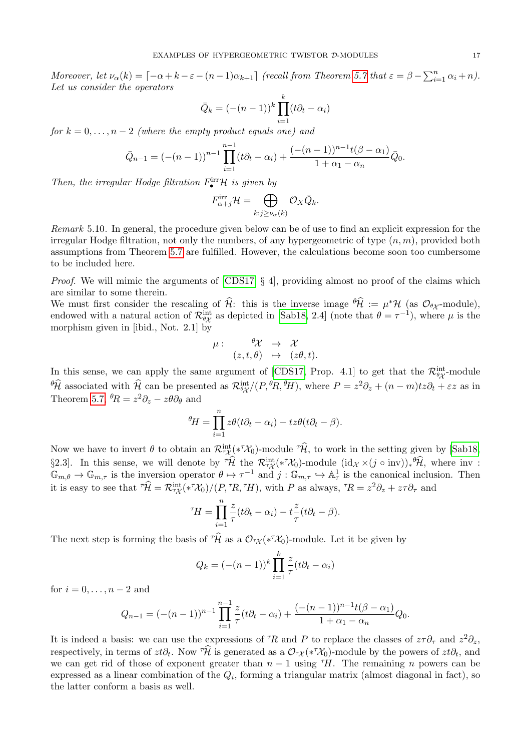*Moreover, let $\nu_\alpha(k) = \lceil -\alpha + k - \varepsilon - (n-1)\alpha_{k+1} \rceil$ (recall from Theorem 5.7 that $\varepsilon = \beta - \sum_{i=1}^n \alpha_i + n$). Let us consider the operators*

$$\bar{Q}_k = (-(n-1))^k \prod_{i=1}^k (t\partial_t - \alpha_i)$$

*for $k = 0, \ldots, n-2$ (where the empty product equals one) and*

$$\bar{Q}_{n-1} = (-(n-1))^{n-1} \prod_{i=1}^{n-1} (t\partial_t - \alpha_i) + \frac{(-(n-1))^{n-1} t(\beta - \alpha_1)}{1 + \alpha_1 - \alpha_n} \bar{Q}_0.$$

*Then, the irregular Hodge filtration $F_\bullet^{\mathrm{irr}} \mathcal{H}$ is given by*

$$F_{\alpha+j}^{\mathrm{irr}} \mathcal{H} = \bigoplus_{k: j \geq \nu_\alpha(k)} \mathcal{O}_X \bar{Q}_k.$$

*Remark* 5.10. In general, the procedure given below can be of use to find an explicit expression for the irregular Hodge filtration, not only the numbers, of any hypergeometric of type $(n, m)$, provided both assumptions from Theorem 5.7 are fulfilled. However, the calculations become soon too cumbersome to be included here.

*Proof.* We will mimic the arguments of [CDS17, § 4], providing almost no proof of the claims which are similar to some therein.

We must first consider the rescaling of $\widehat{\mathcal{H}}$: this is the inverse image ${}^\theta\widehat{\mathcal{H}} := \mu^* \mathcal{H}$ (as $\mathcal{O}_{^\theta\mathcal{X}}$-module), endowed with a natural action of $\mathcal{R}_{^\theta\mathcal{X}}^{\mathrm{int}}$ as depicted in [Sab18, 2.4] (note that $\theta = \tau^{-1}$), where $\mu$ is the morphism given in [ibid., Not. 2.1] by

$$\begin{array}{rccc} \mu : & {}^\theta\mathcal{X} & \to & \mathcal{X} \\ & (z, t, \theta) & \mapsto & (z\theta, t). \end{array}$$

In this sense, we can apply the same argument of [CDS17, Prop. 4.1] to get that the $\mathcal{R}_{^\theta\mathcal{X}}^{\mathrm{int}}$-module ${}^\theta\widehat{\mathcal{H}}$ associated with $\widehat{\mathcal{H}}$ can be presented as $\mathcal{R}_{^\theta\mathcal{X}}^{\mathrm{int}}/(P, {}^\theta R, {}^\theta H)$, where $P = z^2\partial_z + (n-m)tz\partial_t + \varepsilon z$ as in Theorem 5.7, ${}^\theta R = z^2\partial_z - z\theta\partial_\theta$ and

$${}^\theta H = \prod_{i=1}^n z\theta(t\partial_t - \alpha_i) - tz\theta(t\partial_t - \beta).$$

Now we have to invert $\theta$ to obtain an $\mathcal{R}_{^\tau\mathcal{X}}^{\mathrm{int}}(*{}^\tau\mathcal{X}_0)$-module ${}^\tau\widehat{\mathcal{H}}$, to work in the setting given by [Sab18, §2.3]. In this sense, we will denote by ${}^\tau\widehat{\mathcal{H}}$ the $\mathcal{R}_{^\tau\mathcal{X}}^{\mathrm{int}}(*{}^\tau\mathcal{X}_0)$-module $(\mathrm{id}_\mathcal{X} \times (j \circ \mathrm{inv}))_* {}^\theta\widehat{\mathcal{H}}$, where $\mathrm{inv} : \mathbb{G}_{m,\theta} \to \mathbb{G}_{m,\tau}$ is the inversion operator $\theta \mapsto \tau^{-1}$ and $j : \mathbb{G}_{m,\tau} \hookrightarrow \mathbb{A}_\tau^1$ is the canonical inclusion. Then it is easy to see that ${}^\tau\widehat{\mathcal{H}} = \mathcal{R}_{^\tau\mathcal{X}}^{\mathrm{int}}(*{}^\tau\mathcal{X}_0)/(P, {}^\tau R, {}^\tau H)$, with $P$ as always, ${}^\tau R = z^2\partial_z + z\tau\partial_\tau$ and

$${}^\tau H = \prod_{i=1}^n \frac{z}{\tau}(t\partial_t - \alpha_i) - t\frac{z}{\tau}(t\partial_t - \beta).$$

The next step is forming the basis of ${}^\tau\widehat{\mathcal{H}}$ as a $\mathcal{O}_{^\tau\mathcal{X}}(*{}^\tau\mathcal{X}_0)$-module. Let it be given by

$$Q_k = (-(n-1))^k \prod_{i=1}^k \frac{z}{\tau}(t\partial_t - \alpha_i)$$

for $i = 0, \ldots, n-2$ and

$$Q_{n-1} = (-(n-1))^{n-1} \prod_{i=1}^{n-1} \frac{z}{\tau}(t\partial_t - \alpha_i) + \frac{(-(n-1))^{n-1} t(\beta - \alpha_1)}{1 + \alpha_1 - \alpha_n} Q_0.$$

It is indeed a basis: we can use the expressions of ${}^\tau R$ and $P$ to replace the classes of $z\tau\partial_\tau$ and $z^2\partial_z$, respectively, in terms of $zt\partial_t$. Now ${}^\tau\widehat{\mathcal{H}}$ is generated as a $\mathcal{O}_{^\tau\mathcal{X}}(*{}^\tau\mathcal{X}_0)$-module by the powers of $zt\partial_t$, and we can get rid of those of exponent greater than $n-1$ using ${}^\tau H$. The remaining $n$ powers can be expressed as a linear combination of the $Q_i$, forming a triangular matrix (almost diagonal in fact), so the latter conform a basis as well.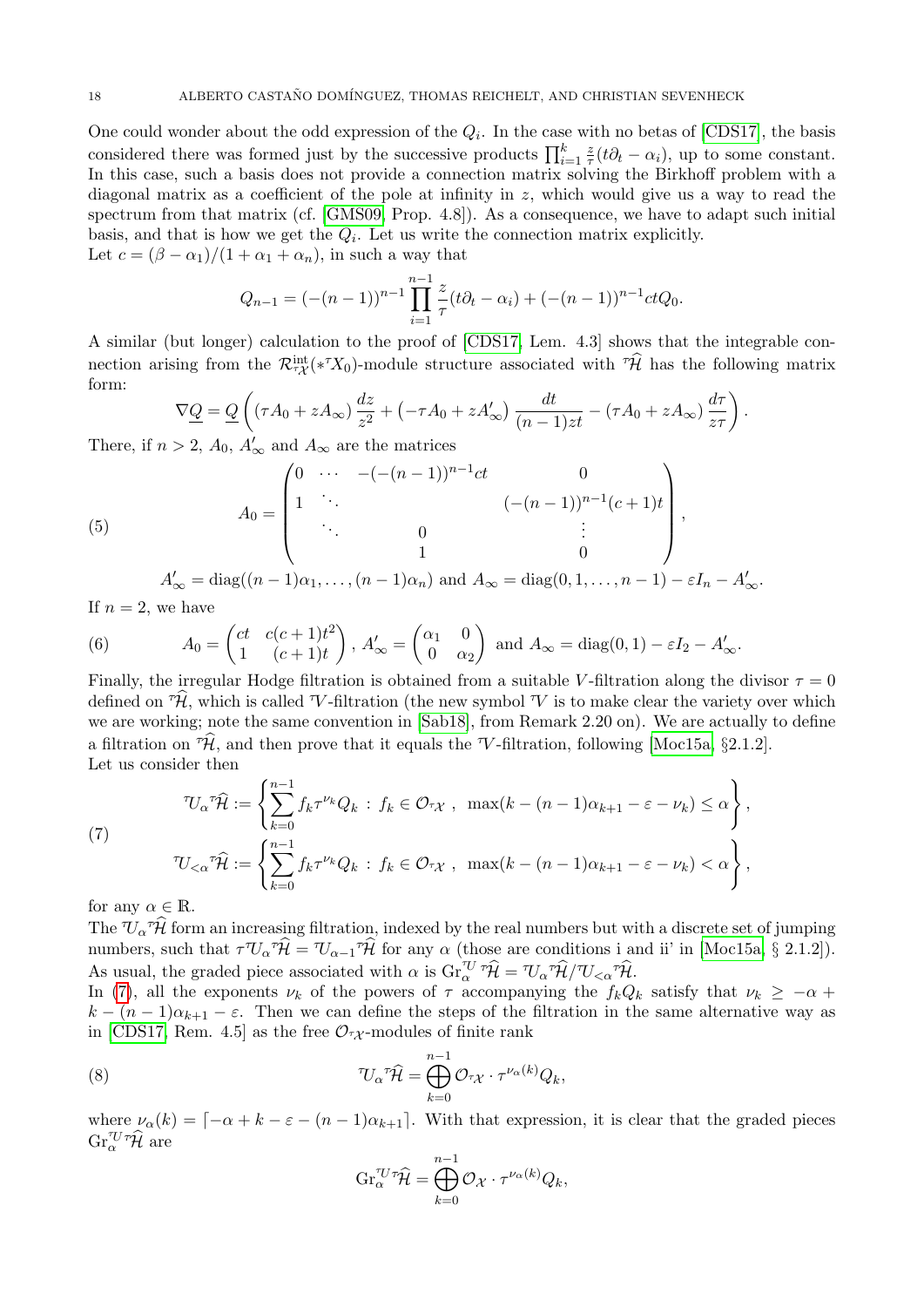One could wonder about the odd expression of the $Q_i$. In the case with no betas of [CDS17], the basis considered there was formed just by the successive products $\prod_{i=1}^{k} \frac{z}{\tau}(t\partial_t - \alpha_i)$, up to some constant. In this case, such a basis does not provide a connection matrix solving the Birkhoff problem with a diagonal matrix as a coefficient of the pole at infinity in $z$, which would give us a way to read the spectrum from that matrix (cf. [GMS09, Prop. 4.8]). As a consequence, we have to adapt such initial basis, and that is how we get the $Q_i$. Let us write the connection matrix explicitly.
Let $c = (\beta - \alpha_1)/(1 + \alpha_1 + \alpha_n)$, in such a way that

$$Q_{n-1} = (-(n-1))^{n-1} \prod_{i=1}^{n-1} \frac{z}{\tau}(t\partial_t - \alpha_i) + (-(n-1))^{n-1} ct Q_0.$$

A similar (but longer) calculation to the proof of [CDS17, Lem. 4.3] shows that the integrable connection arising from the $\mathcal{R}^{\text{int}}_{{}^\tau\!\mathcal{X}}(*{}^\tau X_0)$-module structure associated with ${}^\tau\widehat{\mathcal{H}}$ has the following matrix form:

$$\nabla \underline{Q} = \underline{Q}\left( (\tau A_0 + z A_\infty)\frac{dz}{z^2} + \left(-\tau A_0 + z A'_\infty\right)\frac{dt}{(n-1)zt} - (\tau A_0 + z A_\infty)\frac{d\tau}{z\tau} \right).$$

There, if $n > 2$, $A_0$, $A'_\infty$ and $A_\infty$ are the matrices

$$A_0 = \begin{pmatrix} 0 & \cdots & -(-(n-1))^{n-1}ct & 0 \\ 1 & \ddots & & (-(n-1))^{n-1}(c+1)t \\ & \ddots & 0 & \vdots \\ & & 1 & 0 \end{pmatrix}, \tag{5}$$

$$A'_\infty = \operatorname{diag}((n-1)\alpha_1, \ldots, (n-1)\alpha_n) \text{ and } A_\infty = \operatorname{diag}(0, 1, \ldots, n-1) - \varepsilon I_n - A'_\infty.$$

If $n = 2$, we have

$$A_0 = \begin{pmatrix} ct & c(c+1)t^2 \\ 1 & (c+1)t \end{pmatrix},\ A'_\infty = \begin{pmatrix} \alpha_1 & 0 \\ 0 & \alpha_2 \end{pmatrix} \text{ and } A_\infty = \operatorname{diag}(0,1) - \varepsilon I_2 - A'_\infty. \tag{6}$$

Finally, the irregular Hodge filtration is obtained from a suitable $V$-filtration along the divisor $\tau = 0$ defined on ${}^\tau\widehat{\mathcal{H}}$, which is called ${}^\tau V$-filtration (the new symbol ${}^\tau V$ is to make clear the variety over which we are working; note the same convention in [Sab18], from Remark 2.20 on). We are actually to define a filtration on ${}^\tau\widehat{\mathcal{H}}$, and then prove that it equals the ${}^\tau V$-filtration, following [Moc15a, §2.1.2].
Let us consider then

$$\begin{aligned} {}^\tau U_\alpha {}^\tau\widehat{\mathcal{H}} &:= \left\{ \sum_{k=0}^{n-1} f_k \tau^{\nu_k} Q_k \ : \ f_k \in \mathcal{O}_{{}^\tau\mathcal{X}} \ ,\ \max(k - (n-1)\alpha_{k+1} - \varepsilon - \nu_k) \le \alpha \right\}, \\ {}^\tau U_{<\alpha} {}^\tau\widehat{\mathcal{H}} &:= \left\{ \sum_{k=0}^{n-1} f_k \tau^{\nu_k} Q_k \ : \ f_k \in \mathcal{O}_{{}^\tau\mathcal{X}} \ ,\ \max(k - (n-1)\alpha_{k+1} - \varepsilon - \nu_k) < \alpha \right\}, \end{aligned} \tag{7}$$

for any $\alpha \in \mathbb{R}$.
The ${}^\tau U_\alpha {}^\tau\widehat{\mathcal{H}}$ form an increasing filtration, indexed by the real numbers but with a discrete set of jumping numbers, such that $\tau {}^\tau U_\alpha {}^\tau\widehat{\mathcal{H}} = {}^\tau U_{\alpha-1} {}^\tau\widehat{\mathcal{H}}$ for any $\alpha$ (those are conditions i and ii' in [Moc15a, § 2.1.2]). As usual, the graded piece associated with $\alpha$ is $\operatorname{Gr}^{{}^\tau U}_\alpha {}^\tau\widehat{\mathcal{H}} = {}^\tau U_\alpha {}^\tau\widehat{\mathcal{H}} / {}^\tau U_{<\alpha} {}^\tau\widehat{\mathcal{H}}$.
In (7), all the exponents $\nu_k$ of the powers of $\tau$ accompanying the $f_k Q_k$ satisfy that $\nu_k \ge -\alpha + k - (n-1)\alpha_{k+1} - \varepsilon$. Then we can define the steps of the filtration in the same alternative way as in [CDS17, Rem. 4.5] as the free $\mathcal{O}_{{}^\tau\mathcal{X}}$-modules of finite rank

$${}^\tau U_\alpha {}^\tau\widehat{\mathcal{H}} = \bigoplus_{k=0}^{n-1} \mathcal{O}_{{}^\tau\mathcal{X}} \cdot \tau^{\nu_\alpha(k)} Q_k, \tag{8}$$

where $\nu_\alpha(k) = \lceil -\alpha + k - \varepsilon - (n-1)\alpha_{k+1} \rceil$. With that expression, it is clear that the graded pieces $\operatorname{Gr}^{{}^\tau U}_\alpha {}^\tau\widehat{\mathcal{H}}$ are

$$\operatorname{Gr}^{{}^\tau U}_\alpha {}^\tau\widehat{\mathcal{H}} = \bigoplus_{k=0}^{n-1} \mathcal{O}_{\mathcal{X}} \cdot \tau^{\nu_\alpha(k)} Q_k,$$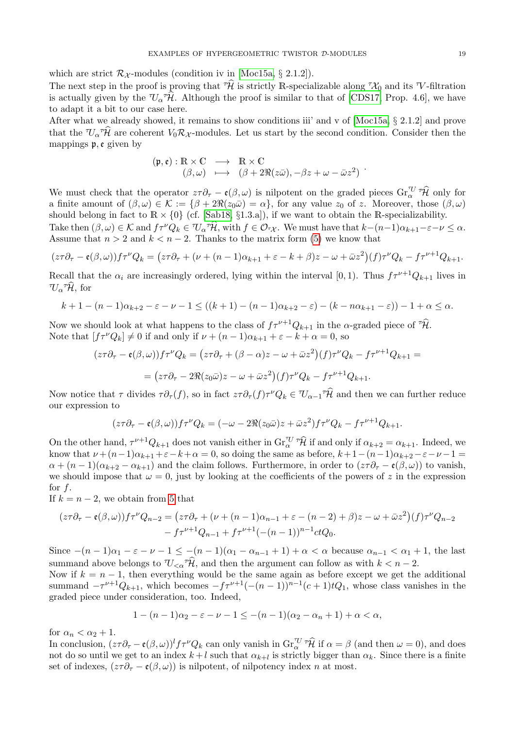which are strict $\mathcal{R}_{\mathcal{X}}$-modules (condition iv in [Moc15a, § 2.1.2]).

The next step in the proof is proving that ${}^{\tau}\widehat{\mathcal{H}}$ is strictly $\mathbb{R}$-specializable along ${}^{\tau}\mathcal{X}_0$ and its ${}^{\tau}\mathcal{V}$-filtration is actually given by the ${}^{\tau}\mathcal{U}_{\alpha}{}^{\tau}\widehat{\mathcal{H}}$. Although the proof is similar to that of [CDS17, Prop. 4.6], we have to adapt it a bit to our case here.

After what we already showed, it remains to show conditions iii' and v of [Moc15a, § 2.1.2] and prove that the ${}^{\tau}\mathcal{U}_{\alpha}{}^{\tau}\widehat{\mathcal{H}}$ are coherent $V_0\mathcal{R}_{\mathcal{X}}$-modules. Let us start by the second condition. Consider then the mappings $\mathfrak{p}, \mathfrak{e}$ given by

$$
\begin{array}{rccc}
(\mathfrak{p}, \mathfrak{e}) : & \mathbb{R} \times \mathbb{C} & \longrightarrow & \mathbb{R} \times \mathbb{C} \\
& (\beta, \omega) & \longmapsto & (\beta + 2\Re(z\bar{\omega}), -\beta z + \omega - \bar{\omega} z^2)
\end{array} .
$$

We must check that the operator $z\tau\partial_\tau - \mathfrak{e}(\beta, \omega)$ is nilpotent on the graded pieces $\mathrm{Gr}_{\alpha}^{{}^{\tau}\mathcal{U}}\, {}^{\tau}\widehat{\mathcal{H}}$ only for a finite amount of $(\beta, \omega) \in \mathcal{K} := \{\beta + 2\Re(z_0\bar{\omega}) = \alpha\}$, for any value $z_0$ of $z$. Moreover, those $(\beta, \omega)$ should belong in fact to $\mathbb{R} \times \{0\}$ (cf. [Sab18, §1.3.a]), if we want to obtain the $\mathbb{R}$-specializability.

Take then $(\beta, \omega) \in \mathcal{K}$ and $f\tau^{\nu} Q_k \in {}^{\tau}\mathcal{U}_{\alpha}{}^{\tau}\widehat{\mathcal{H}}$, with $f \in \mathcal{O}_{{}^{\tau}\mathcal{X}}$. We must have that $k - (n-1)\alpha_{k+1} - \varepsilon - \nu \leq \alpha$. Assume that $n > 2$ and $k < n-2$. Thanks to the matrix form (5) we know that

$$
(z\tau\partial_\tau - \mathfrak{e}(\beta, \omega)) f\tau^{\nu} Q_k = \big(z\tau\partial_\tau + (\nu + (n-1)\alpha_{k+1} + \varepsilon - k + \beta)z - \omega + \bar{\omega} z^2\big)(f)\tau^{\nu} Q_k - f\tau^{\nu+1} Q_{k+1}.
$$

Recall that the $\alpha_i$ are increasingly ordered, lying within the interval $[0, 1)$. Thus $f\tau^{\nu+1} Q_{k+1}$ lives in ${}^{\tau}\mathcal{U}_{\alpha}{}^{\tau}\widehat{\mathcal{H}}$, for

$$
k + 1 - (n-1)\alpha_{k+2} - \varepsilon - \nu - 1 \leq ((k+1) - (n-1)\alpha_{k+2} - \varepsilon) - (k - n\alpha_{k+1} - \varepsilon)) - 1 + \alpha \leq \alpha.
$$

Now we should look at what happens to the class of $f\tau^{\nu+1} Q_{k+1}$ in the $\alpha$-graded piece of ${}^{\tau}\widehat{\mathcal{H}}$. Note that $[f\tau^{\nu} Q_k] \neq 0$ if and only if $\nu + (n-1)\alpha_{k+1} + \varepsilon - k + \alpha = 0$, so

$$
(z\tau\partial_\tau - \mathfrak{e}(\beta, \omega)) f\tau^{\nu} Q_k = \big(z\tau\partial_\tau + (\beta - \alpha)z - \omega + \bar{\omega} z^2\big)(f)\tau^{\nu} Q_k - f\tau^{\nu+1} Q_{k+1} =
$$

$$
= \big(z\tau\partial_\tau - 2\Re(z_0\bar{\omega})z - \omega + \bar{\omega} z^2\big)(f)\tau^{\nu} Q_k - f\tau^{\nu+1} Q_{k+1}.
$$

Now notice that $\tau$ divides $\tau\partial_\tau(f)$, so in fact $z\tau\partial_\tau(f)\tau^{\nu} Q_k \in {}^{\tau}\mathcal{U}_{\alpha-1}{}^{\tau}\widehat{\mathcal{H}}$ and then we can further reduce our expression to

$$
(z\tau\partial_\tau - \mathfrak{e}(\beta, \omega)) f\tau^{\nu} Q_k = (-\omega - 2\Re(z_0\bar{\omega})z + \bar{\omega} z^2) f\tau^{\nu} Q_k - f\tau^{\nu+1} Q_{k+1}.
$$

On the other hand, $\tau^{\nu+1} Q_{k+1}$ does not vanish either in $\mathrm{Gr}_{\alpha}^{{}^{\tau}\mathcal{U}}\, {}^{\tau}\widehat{\mathcal{H}}$ if and only if $\alpha_{k+2} = \alpha_{k+1}$. Indeed, we know that $\nu + (n-1)\alpha_{k+1} + \varepsilon - k + \alpha = 0$, so doing the same as before, $k + 1 - (n-1)\alpha_{k+2} - \varepsilon - \nu - 1 = \alpha + (n-1)(\alpha_{k+2} - \alpha_{k+1})$ and the claim follows. Furthermore, in order to $(z\tau\partial_\tau - \mathfrak{e}(\beta, \omega))$ to vanish, we should impose that $\omega = 0$, just by looking at the coefficients of the powers of $z$ in the expression for $f$.

If $k = n-2$, we obtain from 5 that

$$
\begin{aligned}
(z\tau\partial_\tau - \mathfrak{e}(\beta, \omega)) f\tau^{\nu} Q_{n-2} = {} & \big(z\tau\partial_\tau + (\nu + (n-1)\alpha_{n-1} + \varepsilon - (n-2) + \beta)z - \omega + \bar{\omega} z^2\big)(f)\tau^{\nu} Q_{n-2} \\
& - f\tau^{\nu+1} Q_{n-1} + f\tau^{\nu+1}(-(n-1))^{n-1} ct Q_0.
\end{aligned}
$$

Since $-(n-1)\alpha_1 - \varepsilon - \nu - 1 \leq -(n-1)(\alpha_1 - \alpha_{n-1} + 1) + \alpha < \alpha$ because $\alpha_{n-1} < \alpha_1 + 1$, the last summand above belongs to ${}^{\tau}\mathcal{U}_{<\alpha}{}^{\tau}\widehat{\mathcal{H}}$, and then the argument can follow as with $k < n-2$.

Now if $k = n-1$, then everything would be the same again as before except we get the additional summand $-\tau^{\nu+1} Q_{k+1}$, which becomes $-f\tau^{\nu+1}(-(n-1))^{n-1}(c+1)t Q_1$, whose class vanishes in the graded piece under consideration, too. Indeed,

$$
1 - (n-1)\alpha_2 - \varepsilon - \nu - 1 \leq -(n-1)(\alpha_2 - \alpha_n + 1) + \alpha < \alpha,
$$

for $\alpha_n < \alpha_2 + 1$.

In conclusion, $(z\tau\partial_\tau - \mathfrak{e}(\beta, \omega))^l f\tau^{\nu} Q_k$ can only vanish in $\mathrm{Gr}_{\alpha}^{{}^{\tau}\mathcal{U}}\, {}^{\tau}\widehat{\mathcal{H}}$ if $\alpha = \beta$ (and then $\omega = 0$), and does not do so until we get to an index $k + l$ such that $\alpha_{k+l}$ is strictly bigger than $\alpha_k$. Since there is a finite set of indexes, $(z\tau\partial_\tau - \mathfrak{e}(\beta, \omega))$ is nilpotent, of nilpotency index $n$ at most.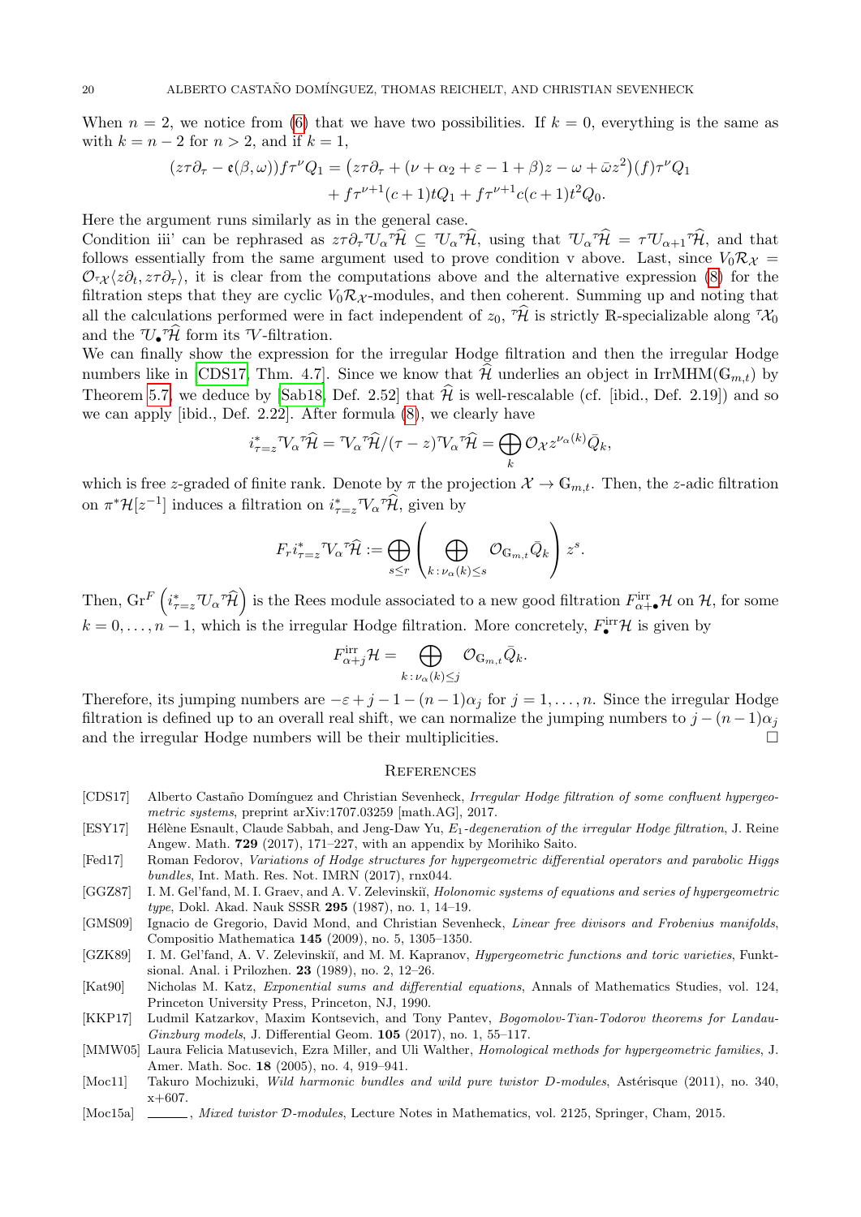When $n = 2$, we notice from (6) that we have two possibilities. If $k = 0$, everything is the same as with $k = n - 2$ for $n > 2$, and if $k = 1$,

$$
\begin{aligned}
(z\tau\partial_\tau - \mathfrak{e}(\beta, \omega)) f \tau^\nu Q_1 = \big(z\tau\partial_\tau + (\nu + \alpha_2 + \varepsilon - 1 + \beta)z - \omega + \bar{\omega}z^2\big)(f)\tau^\nu Q_1 \\
+ f\tau^{\nu+1}(c+1)tQ_1 + f\tau^{\nu+1}c(c+1)t^2 Q_0.
\end{aligned}
$$

Here the argument runs similarly as in the general case.

Condition iii' can be rephrased as $z\tau\partial_\tau {}^\tau U_\alpha {}^\tau\widehat{\mathcal{H}} \subseteq {}^\tau U_\alpha {}^\tau\widehat{\mathcal{H}}$, using that ${}^\tau U_\alpha {}^\tau\widehat{\mathcal{H}} = \tau {}^\tau U_{\alpha+1} {}^\tau\widehat{\mathcal{H}}$, and that follows essentially from the same argument used to prove condition v above. Last, since $V_0\mathcal{R}_\mathcal{X} = \mathcal{O}_{{}^\tau\mathcal{X}}\langle z\partial_t, z\tau\partial_\tau\rangle$, it is clear from the computations above and the alternative expression (8) for the filtration steps that they are cyclic $V_0\mathcal{R}_\mathcal{X}$-modules, and then coherent. Summing up and noting that all the calculations performed were in fact independent of $z_0$, ${}^\tau\widehat{\mathcal{H}}$ is strictly $\mathbb{R}$-specializable along ${}^\tau\mathcal{X}_0$ and the ${}^\tau U_\bullet {}^\tau\widehat{\mathcal{H}}$ form its ${}^\tau V$-filtration.

We can finally show the expression for the irregular Hodge filtration and then the irregular Hodge numbers like in [CDS17, Thm. 4.7]. Since we know that $\widehat{\mathcal{H}}$ underlies an object in $\mathrm{IrrMHM}(\mathbb{G}_{m,t})$ by Theorem 5.7, we deduce by [Sab18, Def. 2.52] that $\widehat{\mathcal{H}}$ is well-rescalable (cf. [ibid., Def. 2.19]) and so we can apply [ibid., Def. 2.22]. After formula (8), we clearly have

$$
i^*_{\tau=z} {}^\tau V_\alpha {}^\tau\widehat{\mathcal{H}} = {}^\tau V_\alpha {}^\tau\widehat{\mathcal{H}}/(\tau - z){}^\tau V_\alpha {}^\tau\widehat{\mathcal{H}} = \bigoplus_k \mathcal{O}_\mathcal{X} z^{\nu_\alpha(k)} \bar{Q}_k,
$$

which is free $z$-graded of finite rank. Denote by $\pi$ the projection $\mathcal{X} \to \mathbb{G}_{m,t}$. Then, the $z$-adic filtration on $\pi^*\mathcal{H}[z^{-1}]$ induces a filtration on $i^*_{\tau=z} {}^\tau V_\alpha {}^\tau\widehat{\mathcal{H}}$, given by

$$
F_r i^*_{\tau=z} {}^\tau V_\alpha {}^\tau\widehat{\mathcal{H}} := \bigoplus_{s \le r} \left( \bigoplus_{k\,:\,\nu_\alpha(k) \le s} \mathcal{O}_{\mathbb{G}_{m,t}} \bar{Q}_k \right) z^s.
$$

Then, $\mathrm{Gr}^F\left(i^*_{\tau=z} {}^\tau U_\alpha {}^\tau\widehat{\mathcal{H}}\right)$ is the Rees module associated to a new good filtration $F^{\mathrm{irr}}_{\alpha+\bullet}\mathcal{H}$ on $\mathcal{H}$, for some $k = 0, \ldots, n-1$, which is the irregular Hodge filtration. More concretely, $F^{\mathrm{irr}}_\bullet\mathcal{H}$ is given by

$$
F^{\mathrm{irr}}_{\alpha+j}\mathcal{H} = \bigoplus_{k\,:\,\nu_\alpha(k) \le j} \mathcal{O}_{\mathbb{G}_{m,t}} \bar{Q}_k.
$$

Therefore, its jumping numbers are $-\varepsilon + j - 1 - (n-1)\alpha_j$ for $j = 1, \ldots, n$. Since the irregular Hodge filtration is defined up to an overall real shift, we can normalize the jumping numbers to $j - (n-1)\alpha_j$ and the irregular Hodge numbers will be their multiplicities. □

## References

- [CDS17] Alberto Castaño Domínguez and Christian Sevenheck, *Irregular Hodge filtration of some confluent hypergeometric systems*, preprint arXiv:1707.03259 [math.AG], 2017.
- [ESY17] Hélène Esnault, Claude Sabbah, and Jeng-Daw Yu, *$E_1$-degeneration of the irregular Hodge filtration*, J. Reine Angew. Math. **729** (2017), 171–227, with an appendix by Morihiko Saito.
- [Fed17] Roman Fedorov, *Variations of Hodge structures for hypergeometric differential operators and parabolic Higgs bundles*, Int. Math. Res. Not. IMRN (2017), rnx044.
- [GGZ87] I. M. Gel'fand, M. I. Graev, and A. V. Zelevinskiĭ, *Holonomic systems of equations and series of hypergeometric type*, Dokl. Akad. Nauk SSSR **295** (1987), no. 1, 14–19.
- [GMS09] Ignacio de Gregorio, David Mond, and Christian Sevenheck, *Linear free divisors and Frobenius manifolds*, Compositio Mathematica **145** (2009), no. 5, 1305–1350.
- [GZK89] I. M. Gel'fand, A. V. Zelevinskiĭ, and M. M. Kapranov, *Hypergeometric functions and toric varieties*, Funktsional. Anal. i Prilozhen. **23** (1989), no. 2, 12–26.
- [Kat90] Nicholas M. Katz, *Exponential sums and differential equations*, Annals of Mathematics Studies, vol. 124, Princeton University Press, Princeton, NJ, 1990.
- [KKP17] Ludmil Katzarkov, Maxim Kontsevich, and Tony Pantev, *Bogomolov-Tian-Todorov theorems for Landau-Ginzburg models*, J. Differential Geom. **105** (2017), no. 1, 55–117.
- [MMW05] Laura Felicia Matusevich, Ezra Miller, and Uli Walther, *Homological methods for hypergeometric families*, J. Amer. Math. Soc. **18** (2005), no. 4, 919–941.
- [Moc11] Takuro Mochizuki, *Wild harmonic bundles and wild pure twistor D-modules*, Astérisque (2011), no. 340, x+607.
- [Moc15a] ______, *Mixed twistor $\mathcal{D}$-modules*, Lecture Notes in Mathematics, vol. 2125, Springer, Cham, 2015.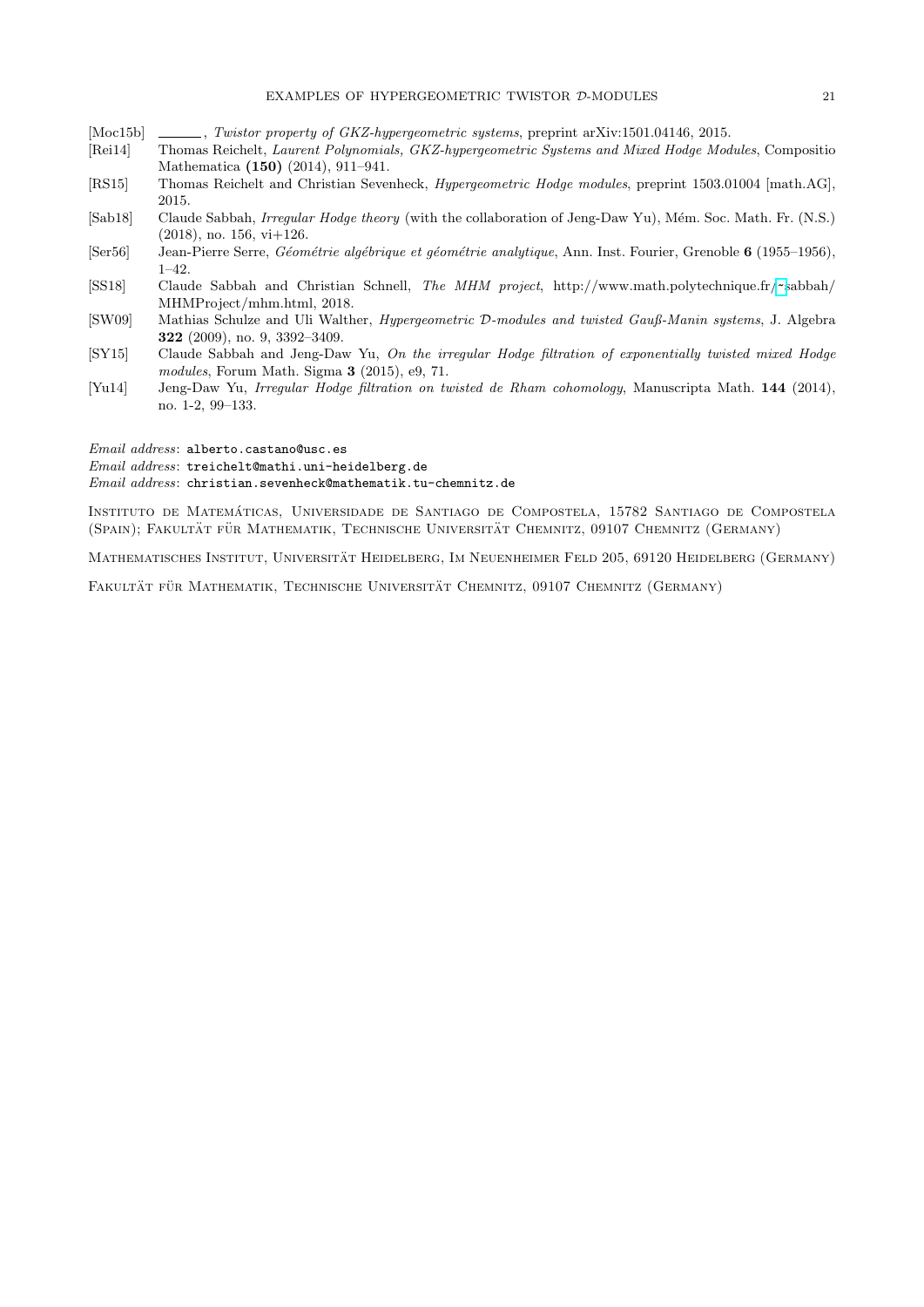[Moc15b] ______, *Twistor property of GKZ-hypergeometric systems*, preprint arXiv:1501.04146, 2015.

[Rei14] Thomas Reichelt, *Laurent Polynomials, GKZ-hypergeometric Systems and Mixed Hodge Modules*, Compositio Mathematica **(150)** (2014), 911–941.

[RS15] Thomas Reichelt and Christian Sevenheck, *Hypergeometric Hodge modules*, preprint 1503.01004 [math.AG], 2015.

[Sab18] Claude Sabbah, *Irregular Hodge theory* (with the collaboration of Jeng-Daw Yu), Mém. Soc. Math. Fr. (N.S.) (2018), no. 156, vi+126.

[Ser56] Jean-Pierre Serre, *Géométrie algébrique et géométrie analytique*, Ann. Inst. Fourier, Grenoble **6** (1955–1956), 1–42.

[SS18] Claude Sabbah and Christian Schnell, *The MHM project*, http://www.math.polytechnique.fr/~sabbah/MHMProject/mhm.html, 2018.

[SW09] Mathias Schulze and Uli Walther, *Hypergeometric $\mathcal{D}$-modules and twisted Gauß-Manin systems*, J. Algebra **322** (2009), no. 9, 3392–3409.

[SY15] Claude Sabbah and Jeng-Daw Yu, *On the irregular Hodge filtration of exponentially twisted mixed Hodge modules*, Forum Math. Sigma **3** (2015), e9, 71.

[Yu14] Jeng-Daw Yu, *Irregular Hodge filtration on twisted de Rham cohomology*, Manuscripta Math. **144** (2014), no. 1-2, 99–133.

*Email address*: alberto.castano@usc.es

*Email address*: treichelt@mathi.uni-heidelberg.de

*Email address*: christian.sevenheck@mathematik.tu-chemnitz.de

Instituto de Matemáticas, Universidade de Santiago de Compostela, 15782 Santiago de Compostela (Spain); Fakultät für Mathematik, Technische Universität Chemnitz, 09107 Chemnitz (Germany)

Mathematisches Institut, Universität Heidelberg, Im Neuenheimer Feld 205, 69120 Heidelberg (Germany)

Fakultät für Mathematik, Technische Universität Chemnitz, 09107 Chemnitz (Germany)